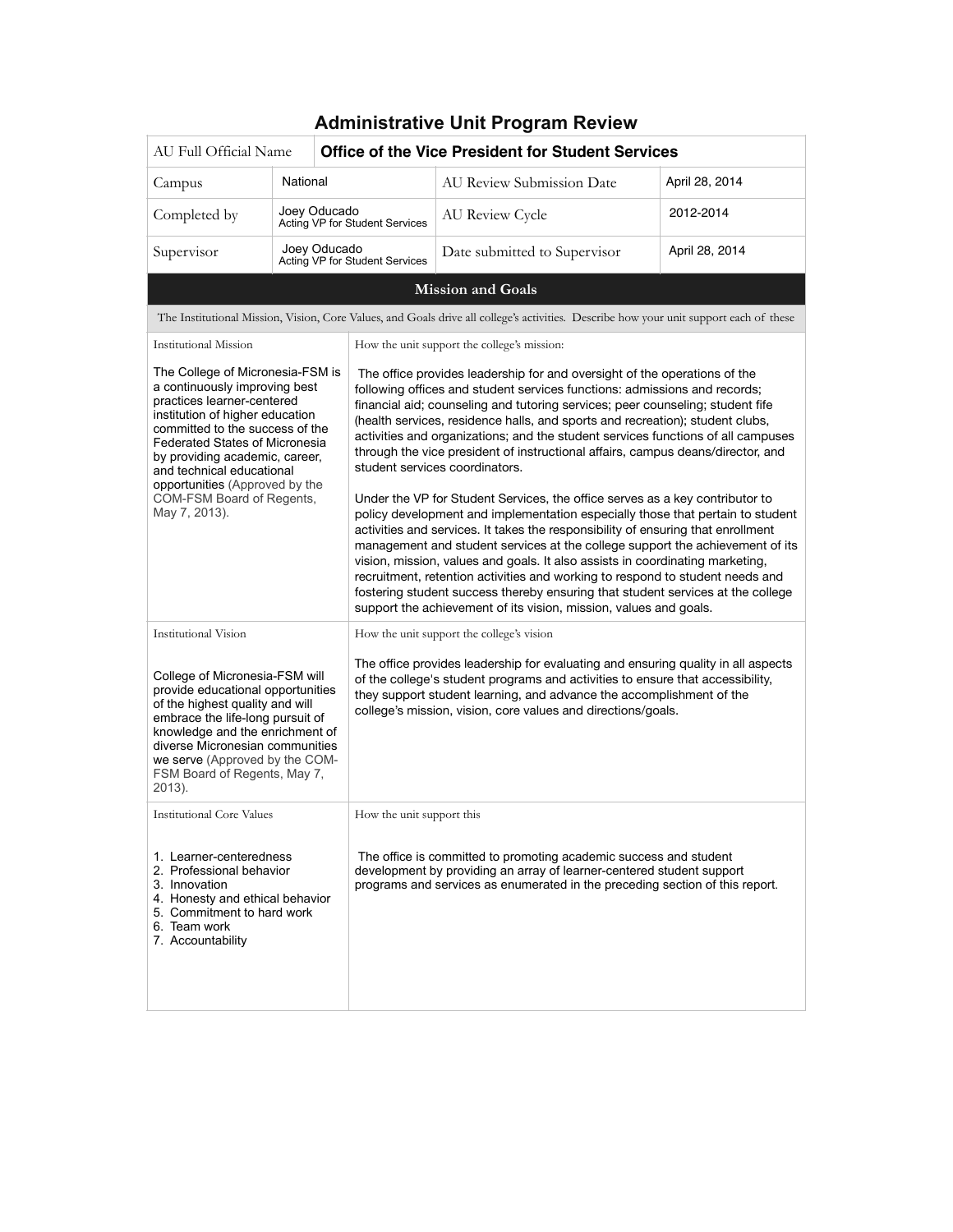# Administrative Unit Program Review

| AU Full Official Name | **Office of the Vice President for Student Services** | | |
|---|---|---|---|
| Campus | National | AU Review Submission Date | April 28, 2014 |
| Completed by | Joey Oducado<br>Acting VP for Student Services | AU Review Cycle | 2012-2014 |
| Supervisor | Joey Oducado<br>Acting VP for Student Services | Date submitted to Supervisor | April 28, 2014 |

## Mission and Goals

The Institutional Mission, Vision, Core Values, and Goals drive all college's activities. Describe how your unit support each of these

| Institutional Mission | How the unit support the college's mission: |
|---|---|
| The College of Micronesia-FSM is a continuously improving best practices learner-centered institution of higher education committed to the success of the Federated States of Micronesia by providing academic, career, and technical educational opportunities (Approved by the COM-FSM Board of Regents, May 7, 2013). | The office provides leadership for and oversight of the operations of the following offices and student services functions: admissions and records; financial aid; counseling and tutoring services; peer counseling; student fife (health services, residence halls, and sports and recreation); student clubs, activities and organizations; and the student services functions of all campuses through the vice president of instructional affairs, campus deans/director, and student services coordinators.<br><br>Under the VP for Student Services, the office serves as a key contributor to policy development and implementation especially those that pertain to student activities and services. It takes the responsibility of ensuring that enrollment management and student services at the college support the achievement of its vision, mission, values and goals. It also assists in coordinating marketing, recruitment, retention activities and working to respond to student needs and fostering student success thereby ensuring that student services at the college support the achievement of its vision, mission, values and goals. |
| **Institutional Vision** | **How the unit support the college's vision** |
| College of Micronesia-FSM will provide educational opportunities of the highest quality and will embrace the life-long pursuit of knowledge and the enrichment of diverse Micronesian communities we serve (Approved by the COM-FSM Board of Regents, May 7, 2013). | The office provides leadership for evaluating and ensuring quality in all aspects of the college's student programs and activities to ensure that accessibility, they support student learning, and advance the accomplishment of the college's mission, vision, core values and directions/goals. |
| **Institutional Core Values** | **How the unit support this** |
| 1. Learner-centeredness<br>2. Professional behavior<br>3. Innovation<br>4. Honesty and ethical behavior<br>5. Commitment to hard work<br>6. Team work<br>7. Accountability | The office is committed to promoting academic success and student development by providing an array of learner-centered student support programs and services as enumerated in the preceding section of this report. |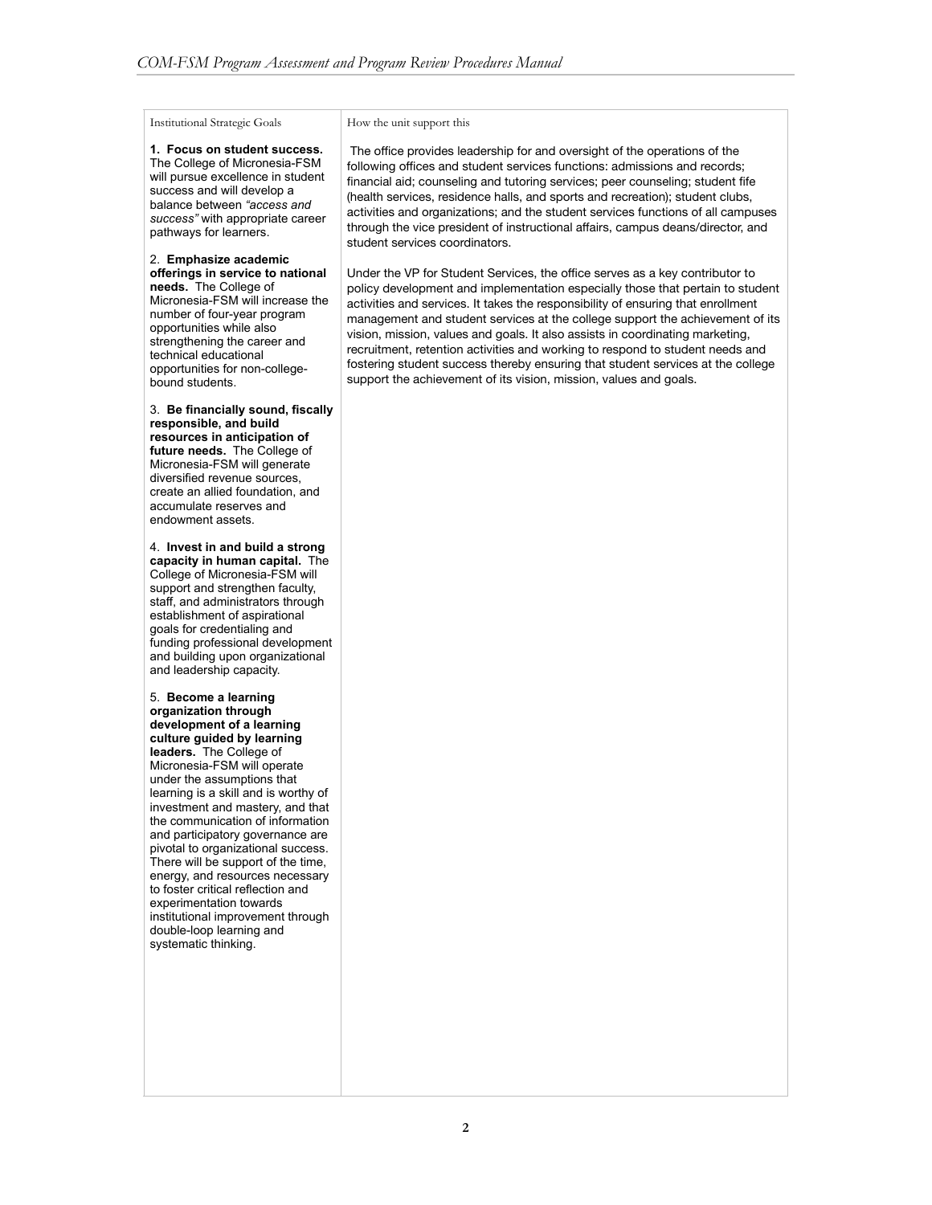| Institutional Strategic Goals | How the unit support this |
|---|---|
| **1. Focus on student success.** The College of Micronesia-FSM will pursue excellence in student success and will develop a balance between *"access and success"* with appropriate career pathways for learners.<br><br>2. **Emphasize academic offerings in service to national needs.** The College of Micronesia-FSM will increase the number of four-year program opportunities while also strengthening the career and technical educational opportunities for non-college-bound students.<br><br>3. **Be financially sound, fiscally responsible, and build resources in anticipation of future needs.** The College of Micronesia-FSM will generate diversified revenue sources, create an allied foundation, and accumulate reserves and endowment assets.<br><br>4. **Invest in and build a strong capacity in human capital.** The College of Micronesia-FSM will support and strengthen faculty, staff, and administrators through establishment of aspirational goals for credentialing and funding professional development and building upon organizational and leadership capacity.<br><br>5. **Become a learning organization through development of a learning culture guided by learning leaders.** The College of Micronesia-FSM will operate under the assumptions that learning is a skill and is worthy of investment and mastery, and that the communication of information and participatory governance are pivotal to organizational success. There will be support of the time, energy, and resources necessary to foster critical reflection and experimentation towards institutional improvement through double-loop learning and systematic thinking. | The office provides leadership for and oversight of the operations of the following offices and student services functions: admissions and records; financial aid; counseling and tutoring services; peer counseling; student fife (health services, residence halls, and sports and recreation); student clubs, activities and organizations; and the student services functions of all campuses through the vice president of instructional affairs, campus deans/director, and student services coordinators.<br><br>Under the VP for Student Services, the office serves as a key contributor to policy development and implementation especially those that pertain to student activities and services. It takes the responsibility of ensuring that enrollment management and student services at the college support the achievement of its vision, mission, values and goals. It also assists in coordinating marketing, recruitment, retention activities and working to respond to student needs and fostering student success thereby ensuring that student services at the college support the achievement of its vision, mission, values and goals. |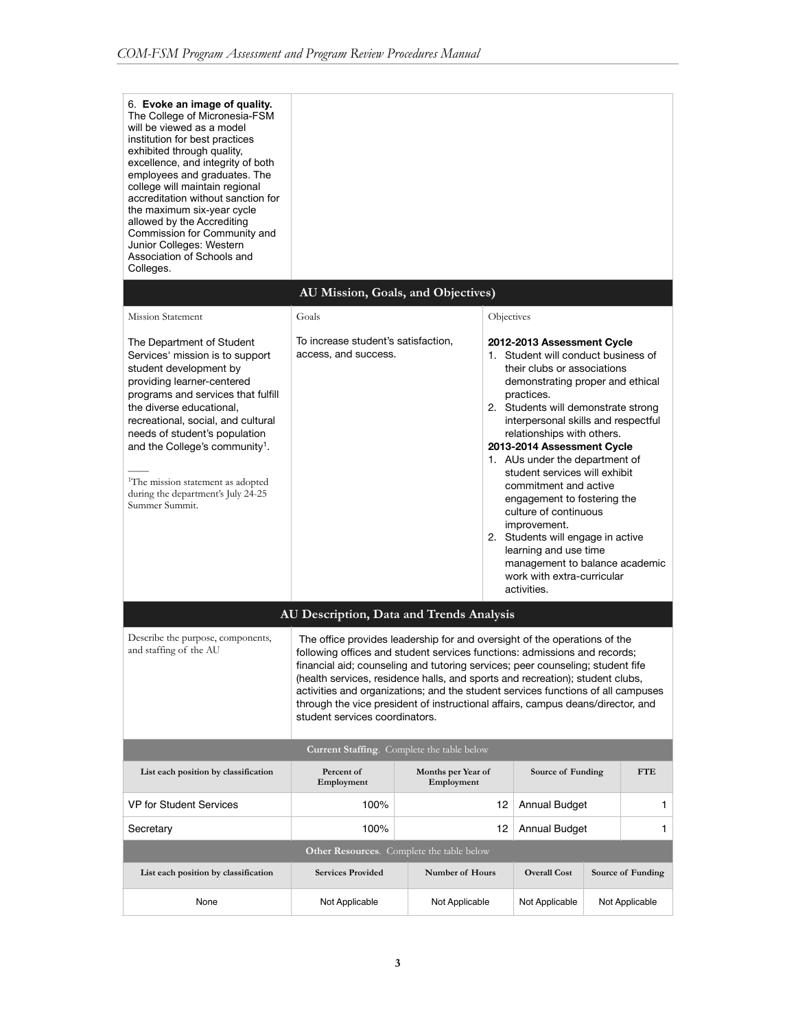| 6. **Evoke an image of quality.** The College of Micronesia-FSM will be viewed as a model institution for best practices exhibited through quality, excellence, and integrity of both employees and graduates. The college will maintain regional accreditation without sanction for the maximum six-year cycle allowed by the Accrediting Commission for Community and Junior Colleges: Western Association of Schools and Colleges. | |
|---|---|

## AU Mission, Goals, and Objectives)

| Mission Statement | Goals | Objectives |
|---|---|---|
| The Department of Student Services' mission is to support student development by providing learner-centered programs and services that fulfill the diverse educational, recreational, social, and cultural needs of student's population and the College's community[1].<br><br>[1]The mission statement as adopted during the department's July 24-25 Summer Summit. | To increase student's satisfaction, access, and success. | **2012-2013 Assessment Cycle**<br>1. Student will conduct business of their clubs or associations demonstrating proper and ethical practices.<br>2. Students will demonstrate strong interpersonal skills and respectful relationships with others.<br>**2013-2014 Assessment Cycle**<br>1. AUs under the department of student services will exhibit commitment and active engagement to fostering the culture of continuous improvement.<br>2. Students will engage in active learning and use time management to balance academic work with extra-curricular activities. |

## AU Description, Data and Trends Analysis

| Describe the purpose, components, and staffing of the AU | The office provides leadership for and oversight of the operations of the following offices and student services functions: admissions and records; financial aid; counseling and tutoring services; peer counseling; student fife (health services, residence halls, and sports and recreation); student clubs, activities and organizations; and the student services functions of all campuses through the vice president of instructional affairs, campus deans/director, and student services coordinators. |
|---|---|

**Current Staffing**. Complete the table below

| List each position by classification | Percent of Employment | Months per Year of Employment | Source of Funding | FTE |
|---|---|---|---|---|
| VP for Student Services | 100% | 12 | Annual Budget | 1 |
| Secretary | 100% | 12 | Annual Budget | 1 |

**Other Resources**. Complete the table below

| List each position by classification | Services Provided | Number of Hours | Overall Cost | Source of Funding |
|---|---|---|---|---|
| None | Not Applicable | Not Applicable | Not Applicable | Not Applicable |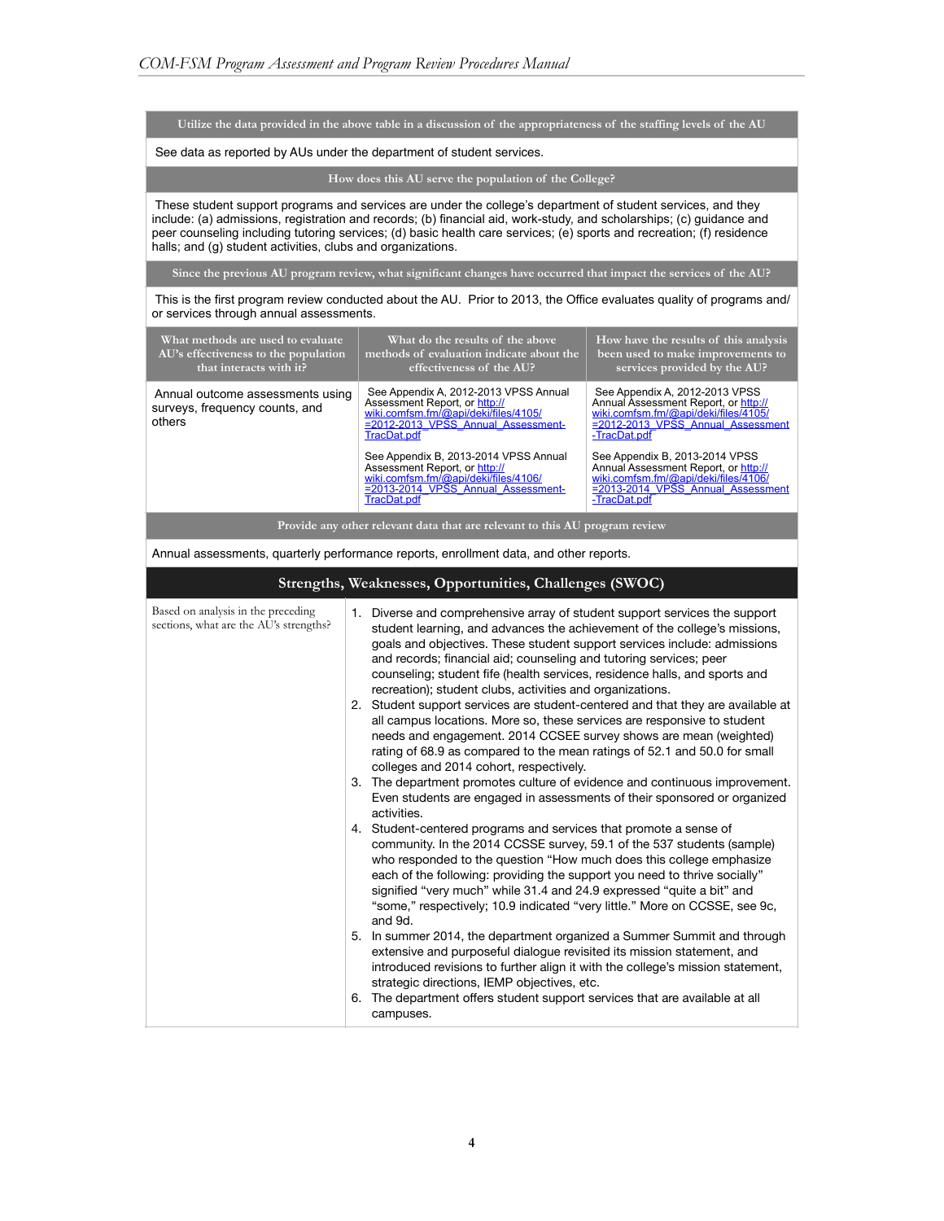| Utilize the data provided in the above table in a discussion of the appropriateness of the staffing levels of the AU | | |
|---|---|---|
| See data as reported by AUs under the department of student services. | | |
| **How does this AU serve the population of the College?** | | |
| These student support programs and services are under the college's department of student services, and they include: (a) admissions, registration and records; (b) financial aid, work-study, and scholarships; (c) guidance and peer counseling including tutoring services; (d) basic health care services; (e) sports and recreation; (f) residence halls; and (g) student activities, clubs and organizations. | | |
| **Since the previous AU program review, what significant changes have occurred that impact the services of the AU?** | | |
| This is the first program review conducted about the AU. Prior to 2013, the Office evaluates quality of programs and/or services through annual assessments. | | |
| **What methods are used to evaluate AU's effectiveness to the population that interacts with it?** | **What do the results of the above methods of evaluation indicate about the effectiveness of the AU?** | **How have the results of this analysis been used to make improvements to services provided by the AU?** |
| Annual outcome assessments using surveys, frequency counts, and others | See Appendix A, 2012-2013 VPSS Annual Assessment Report, or http://wiki.comfsm.fm/@api/deki/files/4105/=2012-2013_VPSS_Annual_Assessment-TracDat.pdf<br><br>See Appendix B, 2013-2014 VPSS Annual Assessment Report, or http://wiki.comfsm.fm/@api/deki/files/4106/=2013-2014_VPSS_Annual_Assessment-TracDat.pdf | See Appendix A, 2012-2013 VPSS Annual Assessment Report, or http://wiki.comfsm.fm/@api/deki/files/4105/=2012-2013_VPSS_Annual_Assessment-TracDat.pdf<br><br>See Appendix B, 2013-2014 VPSS Annual Assessment Report, or http://wiki.comfsm.fm/@api/deki/files/4106/=2013-2014_VPSS_Annual_Assessment-TracDat.pdf |
| **Provide any other relevant data that are relevant to this AU program review** | | |
| Annual assessments, quarterly performance reports, enrollment data, and other reports. | | |

## Strengths, Weaknesses, Opportunities, Challenges (SWOC)

| Based on analysis in the preceding sections, what are the AU's strengths? | 1. Diverse and comprehensive array of student support services the support student learning, and advances the achievement of the college's missions, goals and objectives. These student support services include: admissions and records; financial aid; counseling and tutoring services; peer counseling; student fife (health services, residence halls, and sports and recreation); student clubs, activities and organizations.<br>2. Student support services are student-centered and that they are available at all campus locations. More so, these services are responsive to student needs and engagement. 2014 CCSEE survey shows are mean (weighted) rating of 68.9 as compared to the mean ratings of 52.1 and 50.0 for small colleges and 2014 cohort, respectively.<br>3. The department promotes culture of evidence and continuous improvement. Even students are engaged in assessments of their sponsored or organized activities.<br>4. Student-centered programs and services that promote a sense of community. In the 2014 CCSSE survey, 59.1 of the 537 students (sample) who responded to the question "How much does this college emphasize each of the following: providing the support you need to thrive socially" signified "very much" while 31.4 and 24.9 expressed "quite a bit" and "some," respectively; 10.9 indicated "very little." More on CCSSE, see 9c, and 9d.<br>5. In summer 2014, the department organized a Summer Summit and through extensive and purposeful dialogue revisited its mission statement, and introduced revisions to further align it with the college's mission statement, strategic directions, IEMP objectives, etc.<br>6. The department offers student support services that are available at all campuses. |
|---|---|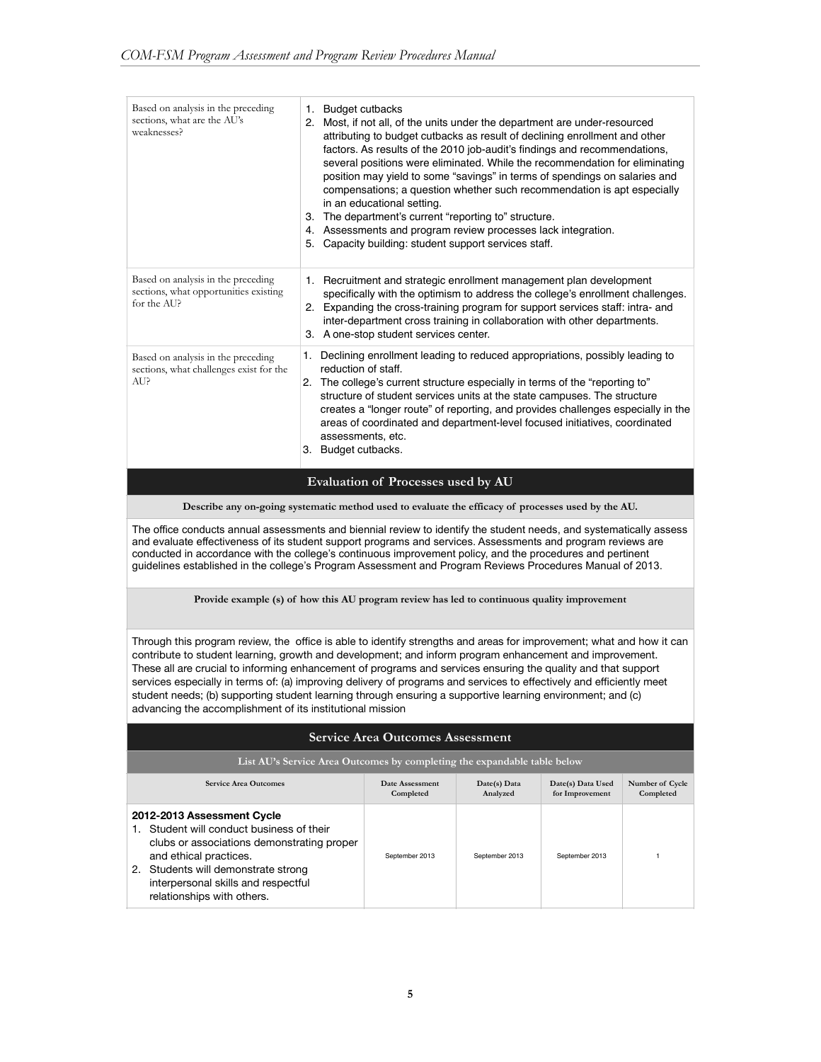| | |
|---|---|
| Based on analysis in the preceding sections, what are the AU's weaknesses? | 1. Budget cutbacks<br>2. Most, if not all, of the units under the department are under-resourced attributing to budget cutbacks as result of declining enrollment and other factors. As results of the 2010 job-audit's findings and recommendations, several positions were eliminated. While the recommendation for eliminating position may yield to some "savings" in terms of spendings on salaries and compensations; a question whether such recommendation is apt especially in an educational setting.<br>3. The department's current "reporting to" structure.<br>4. Assessments and program review processes lack integration.<br>5. Capacity building: student support services staff. |
| Based on analysis in the preceding sections, what opportunities existing for the AU? | 1. Recruitment and strategic enrollment management plan development specifically with the optimism to address the college's enrollment challenges.<br>2. Expanding the cross-training program for support services staff: intra- and inter-department cross training in collaboration with other departments.<br>3. A one-stop student services center. |
| Based on analysis in the preceding sections, what challenges exist for the AU? | 1. Declining enrollment leading to reduced appropriations, possibly leading to reduction of staff.<br>2. The college's current structure especially in terms of the "reporting to" structure of student services units at the state campuses. The structure creates a "longer route" of reporting, and provides challenges especially in the areas of coordinated and department-level focused initiatives, coordinated assessments, etc.<br>3. Budget cutbacks. |

## Evaluation of Processes used by AU

**Describe any on-going systematic method used to evaluate the efficacy of processes used by the AU.**

The office conducts annual assessments and biennial review to identify the student needs, and systematically assess and evaluate effectiveness of its student support programs and services. Assessments and program reviews are conducted in accordance with the college's continuous improvement policy, and the procedures and pertinent guidelines established in the college's Program Assessment and Program Reviews Procedures Manual of 2013.

**Provide example (s) of how this AU program review has led to continuous quality improvement**

Through this program review, the office is able to identify strengths and areas for improvement; what and how it can contribute to student learning, growth and development; and inform program enhancement and improvement. These all are crucial to informing enhancement of programs and services ensuring the quality and that support services especially in terms of: (a) improving delivery of programs and services to effectively and efficiently meet student needs; (b) supporting student learning through ensuring a supportive learning environment; and (c) advancing the accomplishment of its institutional mission

## Service Area Outcomes Assessment

**List AU's Service Area Outcomes by completing the expandable table below**

| Service Area Outcomes | Date Assessment Completed | Date(s) Data Analyzed | Date(s) Data Used for Improvement | Number of Cycle Completed |
|---|---|---|---|---|
| **2012-2013 Assessment Cycle**<br>1. Student will conduct business of their clubs or associations demonstrating proper and ethical practices.<br>2. Students will demonstrate strong interpersonal skills and respectful relationships with others. | September 2013 | September 2013 | September 2013 | 1 |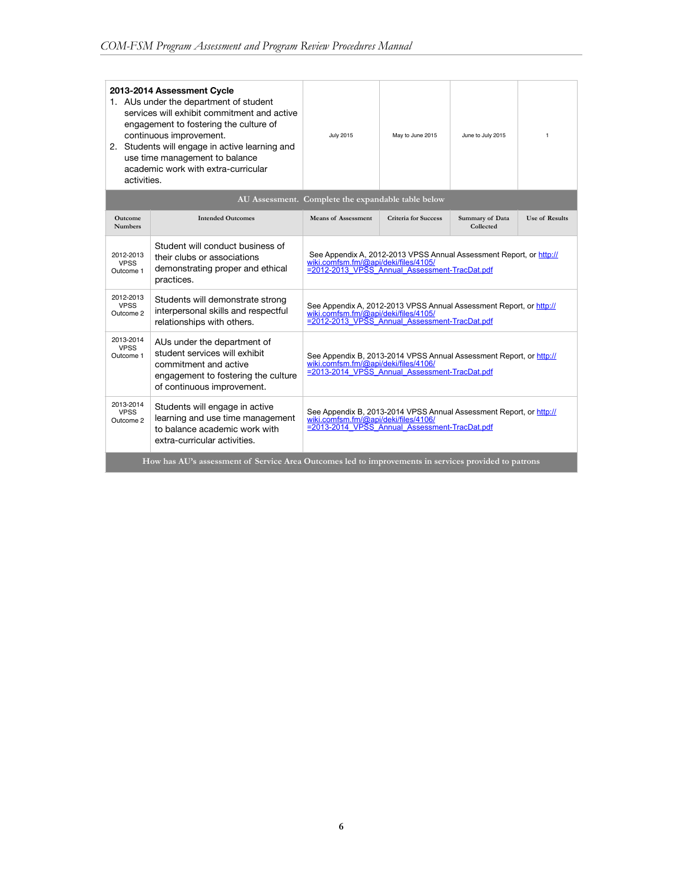| **2013-2014 Assessment Cycle**<br>1. AUs under the department of student services will exhibit commitment and active engagement to fostering the culture of continuous improvement.<br>2. Students will engage in active learning and use time management to balance academic work with extra-curricular activities. | | July 2015 | May to June 2015 | June to July 2015 | 1 |
|---|---|---|---|---|---|
| **AU Assessment. Complete the expandable table below** | | | | | |
| **Outcome Numbers** | **Intended Outcomes** | **Means of Assessment** | **Criteria for Success** | **Summary of Data Collected** | **Use of Results** |
| 2012-2013 VPSS Outcome 1 | Student will conduct business of their clubs or associations demonstrating proper and ethical practices. | See Appendix A, 2012-2013 VPSS Annual Assessment Report, or http://wiki.comfsm.fm/@api/deki/files/4105/=2012-2013_VPSS_Annual_Assessment-TracDat.pdf | | | |
| 2012-2013 VPSS Outcome 2 | Students will demonstrate strong interpersonal skills and respectful relationships with others. | See Appendix A, 2012-2013 VPSS Annual Assessment Report, or http://wiki.comfsm.fm/@api/deki/files/4105/=2012-2013_VPSS_Annual_Assessment-TracDat.pdf | | | |
| 2013-2014 VPSS Outcome 1 | AUs under the department of student services will exhibit commitment and active engagement to fostering the culture of continuous improvement. | See Appendix B, 2013-2014 VPSS Annual Assessment Report, or http://wiki.comfsm.fm/@api/deki/files/4106/=2013-2014_VPSS_Annual_Assessment-TracDat.pdf | | | |
| 2013-2014 VPSS Outcome 2 | Students will engage in active learning and use time management to balance academic work with extra-curricular activities. | See Appendix B, 2013-2014 VPSS Annual Assessment Report, or http://wiki.comfsm.fm/@api/deki/files/4106/=2013-2014_VPSS_Annual_Assessment-TracDat.pdf | | | |
| **How has AU's assessment of Service Area Outcomes led to improvements in services provided to patrons** | | | | | |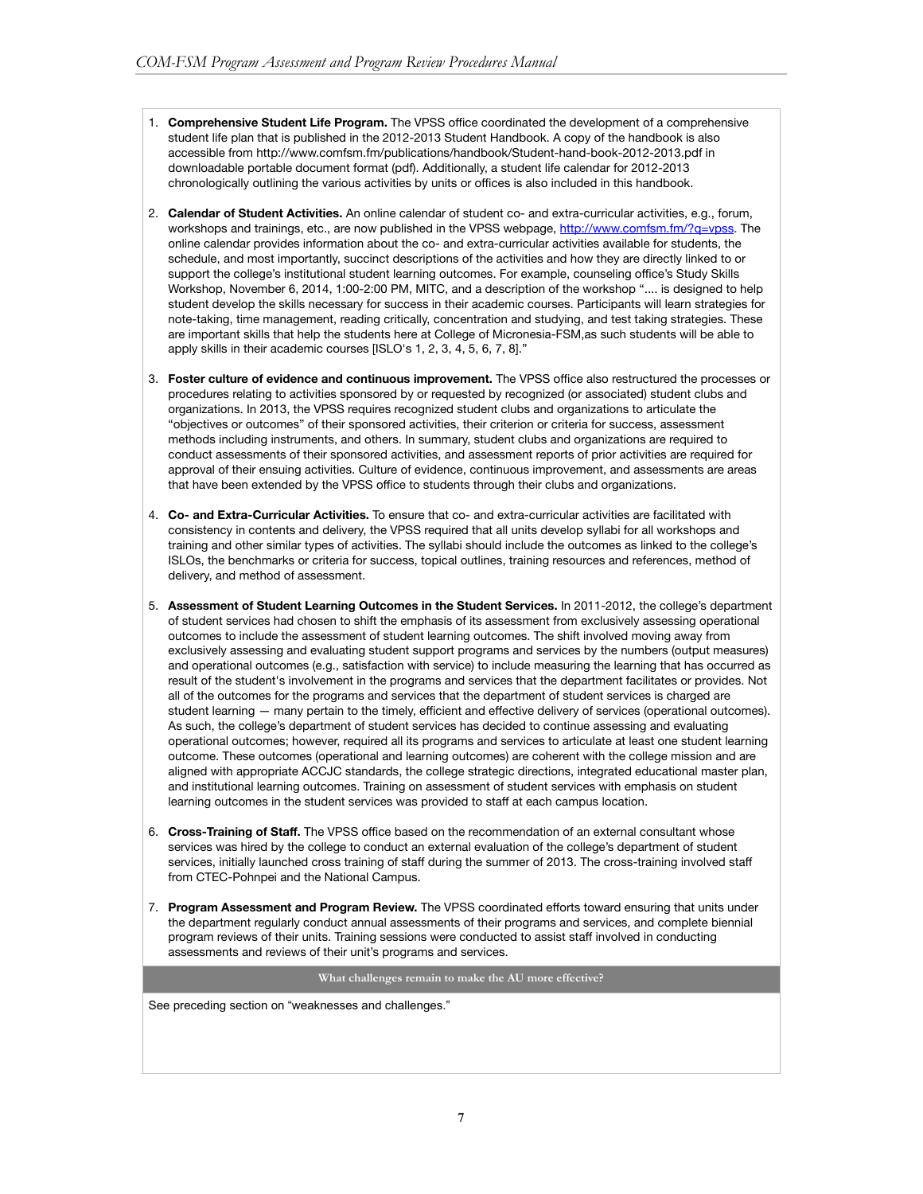1. **Comprehensive Student Life Program.** The VPSS office coordinated the development of a comprehensive student life plan that is published in the 2012-2013 Student Handbook. A copy of the handbook is also accessible from http://www.comfsm.fm/publications/handbook/Student-hand-book-2012-2013.pdf in downloadable portable document format (pdf). Additionally, a student life calendar for 2012-2013 chronologically outlining the various activities by units or offices is also included in this handbook.

2. **Calendar of Student Activities.** An online calendar of student co- and extra-curricular activities, e.g., forum, workshops and trainings, etc., are now published in the VPSS webpage, http://www.comfsm.fm/?q=vpss. The online calendar provides information about the co- and extra-curricular activities available for students, the schedule, and most importantly, succinct descriptions of the activities and how they are directly linked to or support the college's institutional student learning outcomes. For example, counseling office's Study Skills Workshop, November 6, 2014, 1:00-2:00 PM, MITC, and a description of the workshop ".... is designed to help student develop the skills necessary for success in their academic courses. Participants will learn strategies for note-taking, time management, reading critically, concentration and studying, and test taking strategies. These are important skills that help the students here at College of Micronesia-FSM,as such students will be able to apply skills in their academic courses [ISLO's 1, 2, 3, 4, 5, 6, 7, 8]."

3. **Foster culture of evidence and continuous improvement.** The VPSS office also restructured the processes or procedures relating to activities sponsored by or requested by recognized (or associated) student clubs and organizations. In 2013, the VPSS requires recognized student clubs and organizations to articulate the "objectives or outcomes" of their sponsored activities, their criterion or criteria for success, assessment methods including instruments, and others. In summary, student clubs and organizations are required to conduct assessments of their sponsored activities, and assessment reports of prior activities are required for approval of their ensuing activities. Culture of evidence, continuous improvement, and assessments are areas that have been extended by the VPSS office to students through their clubs and organizations.

4. **Co- and Extra-Curricular Activities.** To ensure that co- and extra-curricular activities are facilitated with consistency in contents and delivery, the VPSS required that all units develop syllabi for all workshops and training and other similar types of activities. The syllabi should include the outcomes as linked to the college's ISLOs, the benchmarks or criteria for success, topical outlines, training resources and references, method of delivery, and method of assessment.

5. **Assessment of Student Learning Outcomes in the Student Services.** In 2011-2012, the college's department of student services had chosen to shift the emphasis of its assessment from exclusively assessing operational outcomes to include the assessment of student learning outcomes. The shift involved moving away from exclusively assessing and evaluating student support programs and services by the numbers (output measures) and operational outcomes (e.g., satisfaction with service) to include measuring the learning that has occurred as result of the student's involvement in the programs and services that the department facilitates or provides. Not all of the outcomes for the programs and services that the department of student services is charged are student learning — many pertain to the timely, efficient and effective delivery of services (operational outcomes). As such, the college's department of student services has decided to continue assessing and evaluating operational outcomes; however, required all its programs and services to articulate at least one student learning outcome. These outcomes (operational and learning outcomes) are coherent with the college mission and are aligned with appropriate ACCJC standards, the college strategic directions, integrated educational master plan, and institutional learning outcomes. Training on assessment of student services with emphasis on student learning outcomes in the student services was provided to staff at each campus location.

6. **Cross-Training of Staff.** The VPSS office based on the recommendation of an external consultant whose services was hired by the college to conduct an external evaluation of the college's department of student services, initially launched cross training of staff during the summer of 2013. The cross-training involved staff from CTEC-Pohnpei and the National Campus.

7. **Program Assessment and Program Review.** The VPSS coordinated efforts toward ensuring that units under the department regularly conduct annual assessments of their programs and services, and complete biennial program reviews of their units. Training sessions were conducted to assist staff involved in conducting assessments and reviews of their unit's programs and services.

| What challenges remain to make the AU more effective? |
| --- |
| See preceding section on "weaknesses and challenges." |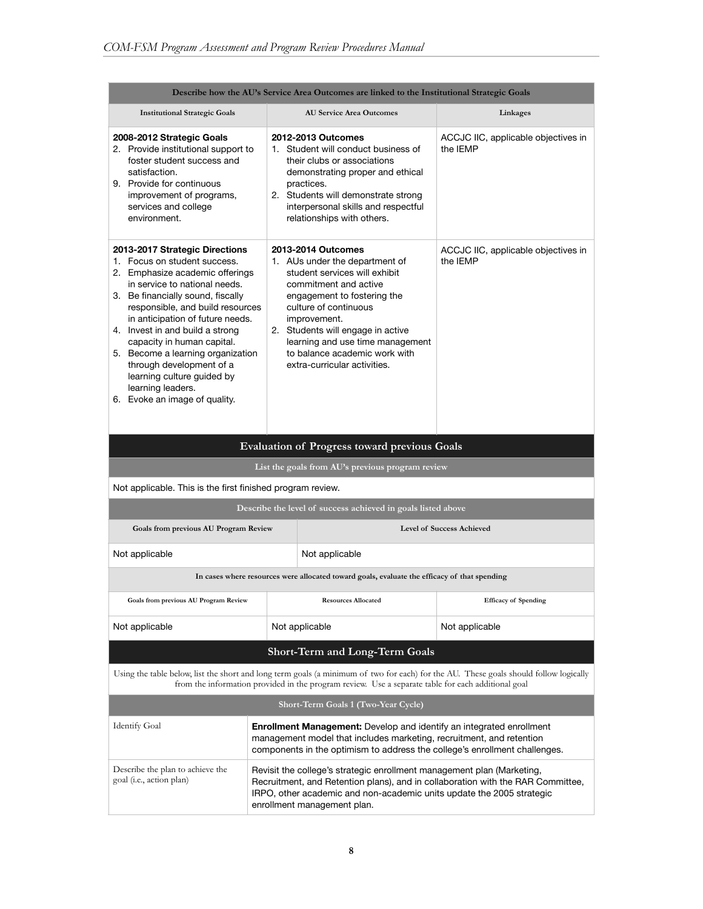| Describe how the AU's Service Area Outcomes are linked to the Institutional Strategic Goals | | |
|---|---|---|
| **Institutional Strategic Goals** | **AU Service Area Outcomes** | **Linkages** |
| **2008-2012 Strategic Goals**<br>2. Provide institutional support to foster student success and satisfaction.<br>9. Provide for continuous improvement of programs, services and college environment. | **2012-2013 Outcomes**<br>1. Student will conduct business of their clubs or associations demonstrating proper and ethical practices.<br>2. Students will demonstrate strong interpersonal skills and respectful relationships with others. | ACCJC IIC, applicable objectives in the IEMP |
| **2013-2017 Strategic Directions**<br>1. Focus on student success.<br>2. Emphasize academic offerings in service to national needs.<br>3. Be financially sound, fiscally responsible, and build resources in anticipation of future needs.<br>4. Invest in and build a strong capacity in human capital.<br>5. Become a learning organization through development of a learning culture guided by learning leaders.<br>6. Evoke an image of quality. | **2013-2014 Outcomes**<br>1. AUs under the department of student services will exhibit commitment and active engagement to fostering the culture of continuous improvement.<br>2. Students will engage in active learning and use time management to balance academic work with extra-curricular activities. | ACCJC IIC, applicable objectives in the IEMP |

## Evaluation of Progress toward previous Goals

**List the goals from AU's previous program review**

Not applicable. This is the first finished program review.

| Describe the level of success achieved in goals listed above | |
|---|---|
| **Goals from previous AU Program Review** | **Level of Success Achieved** |
| Not applicable | Not applicable |

| In cases where resources were allocated toward goals, evaluate the efficacy of that spending | | |
|---|---|---|
| **Goals from previous AU Program Review** | **Resources Allocated** | **Efficacy of Spending** |
| Not applicable | Not applicable | Not applicable |

## Short-Term and Long-Term Goals

Using the table below, list the short and long term goals (a minimum of two for each) for the AU. These goals should follow logically from the information provided in the program review. Use a separate table for each additional goal

| Short-Term Goals 1 (Two-Year Cycle) | |
|---|---|
| Identify Goal | **Enrollment Management:** Develop and identify an integrated enrollment management model that includes marketing, recruitment, and retention components in the optimism to address the college's enrollment challenges. |
| Describe the plan to achieve the goal (i.e., action plan) | Revisit the college's strategic enrollment management plan (Marketing, Recruitment, and Retention plans), and in collaboration with the RAR Committee, IRPO, other academic and non-academic units update the 2005 strategic enrollment management plan. |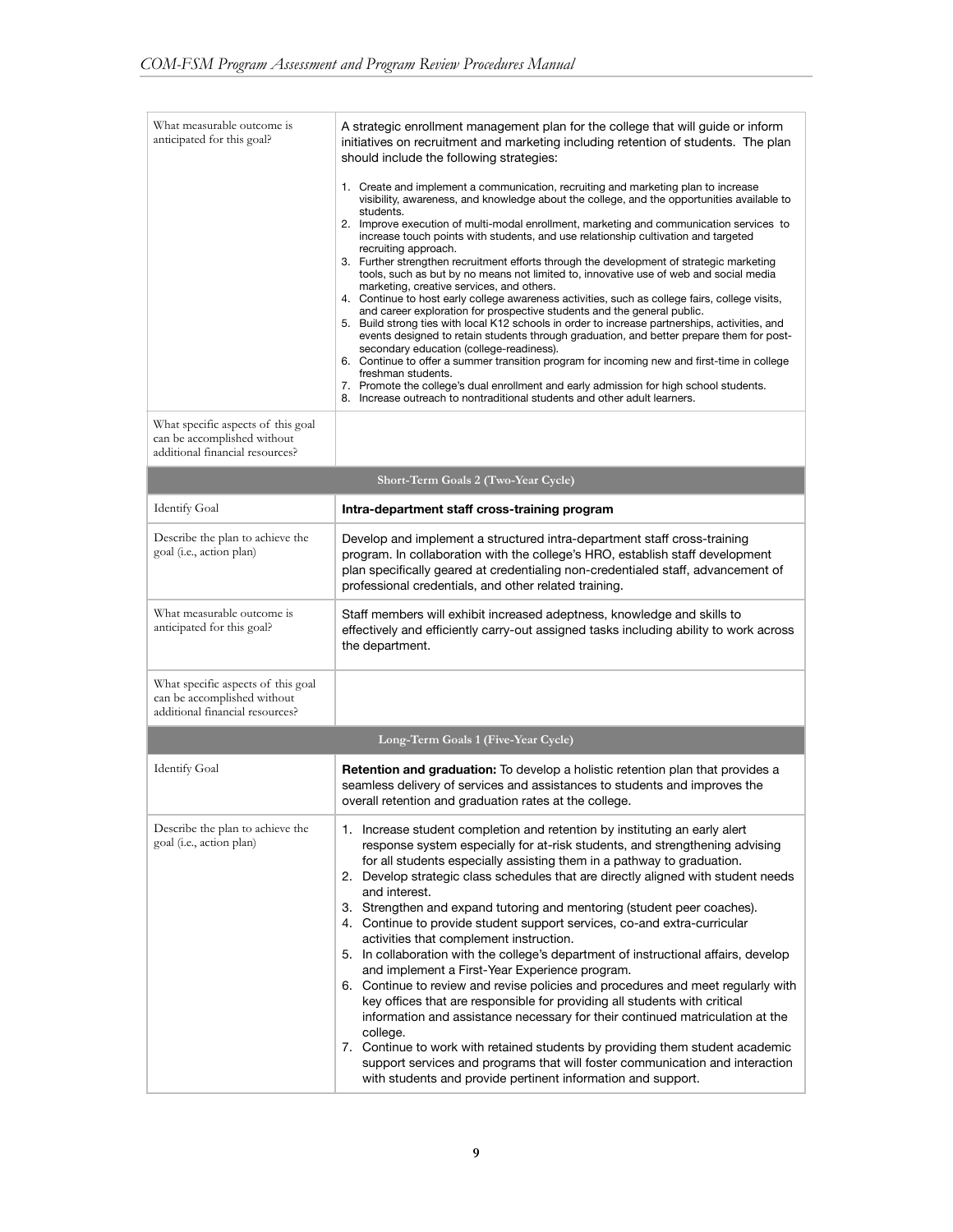| | |
|---|---|
| What measurable outcome is anticipated for this goal? | A strategic enrollment management plan for the college that will guide or inform initiatives on recruitment and marketing including retention of students. The plan should include the following strategies:<br><br>1. Create and implement a communication, recruiting and marketing plan to increase visibility, awareness, and knowledge about the college, and the opportunities available to students.<br>2. Improve execution of multi-modal enrollment, marketing and communication services to increase touch points with students, and use relationship cultivation and targeted recruiting approach.<br>3. Further strengthen recruitment efforts through the development of strategic marketing tools, such as but by no means not limited to, innovative use of web and social media marketing, creative services, and others.<br>4. Continue to host early college awareness activities, such as college fairs, college visits, and career exploration for prospective students and the general public.<br>5. Build strong ties with local K12 schools in order to increase partnerships, activities, and events designed to retain students through graduation, and better prepare them for post-secondary education (college-readiness).<br>6. Continue to offer a summer transition program for incoming new and first-time in college freshman students.<br>7. Promote the college's dual enrollment and early admission for high school students.<br>8. Increase outreach to nontraditional students and other adult learners. |
| What specific aspects of this goal can be accomplished without additional financial resources? | |
| **Short-Term Goals 2 (Two-Year Cycle)** | |
| Identify Goal | **Intra-department staff cross-training program** |
| Describe the plan to achieve the goal (i.e., action plan) | Develop and implement a structured intra-department staff cross-training program. In collaboration with the college's HRO, establish staff development plan specifically geared at credentialing non-credentialed staff, advancement of professional credentials, and other related training. |
| What measurable outcome is anticipated for this goal? | Staff members will exhibit increased adeptness, knowledge and skills to effectively and efficiently carry-out assigned tasks including ability to work across the department. |
| What specific aspects of this goal can be accomplished without additional financial resources? | |
| **Long-Term Goals 1 (Five-Year Cycle)** | |
| Identify Goal | **Retention and graduation:** To develop a holistic retention plan that provides a seamless delivery of services and assistances to students and improves the overall retention and graduation rates at the college. |
| Describe the plan to achieve the goal (i.e., action plan) | 1. Increase student completion and retention by instituting an early alert response system especially for at-risk students, and strengthening advising for all students especially assisting them in a pathway to graduation.<br>2. Develop strategic class schedules that are directly aligned with student needs and interest.<br>3. Strengthen and expand tutoring and mentoring (student peer coaches).<br>4. Continue to provide student support services, co-and extra-curricular activities that complement instruction.<br>5. In collaboration with the college's department of instructional affairs, develop and implement a First-Year Experience program.<br>6. Continue to review and revise policies and procedures and meet regularly with key offices that are responsible for providing all students with critical information and assistance necessary for their continued matriculation at the college.<br>7. Continue to work with retained students by providing them student academic support services and programs that will foster communication and interaction with students and provide pertinent information and support. |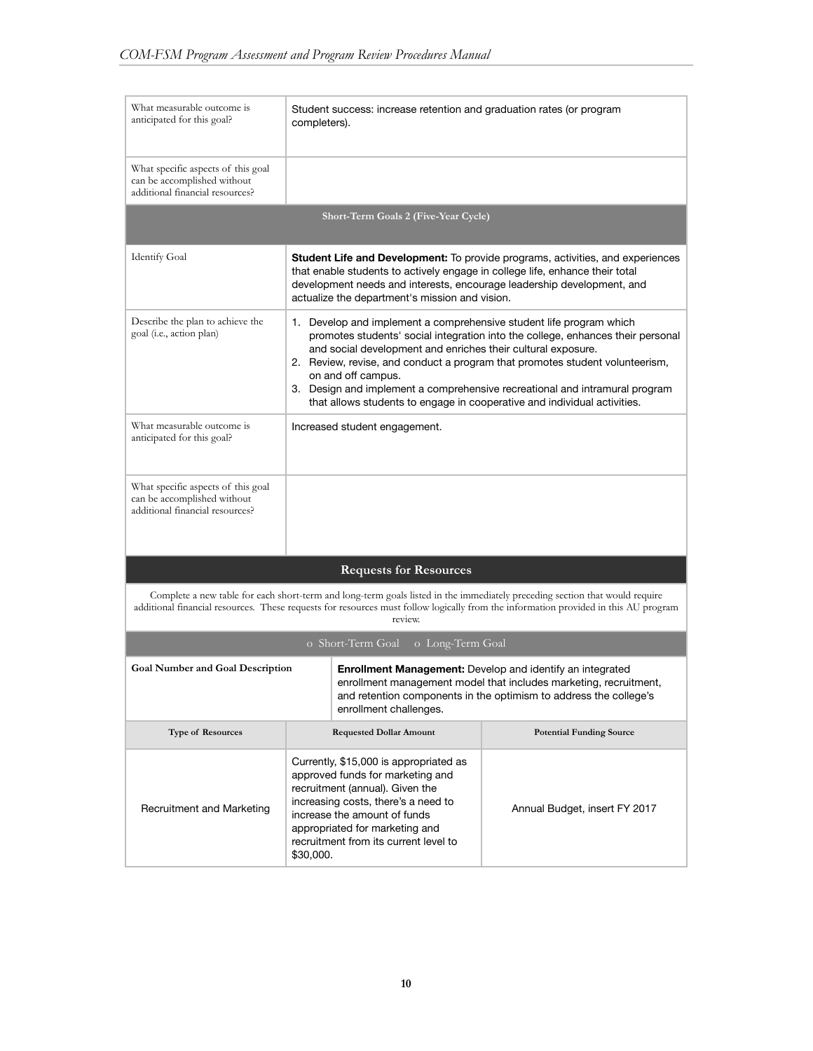| | |
|---|---|
| What measurable outcome is anticipated for this goal? | Student success: increase retention and graduation rates (or program completers). |
| What specific aspects of this goal can be accomplished without additional financial resources? | |

| **Short-Term Goals 2 (Five-Year Cycle)** | |
|---|---|
| Identify Goal | **Student Life and Development:** To provide programs, activities, and experiences that enable students to actively engage in college life, enhance their total development needs and interests, encourage leadership development, and actualize the department's mission and vision. |
| Describe the plan to achieve the goal (i.e., action plan) | 1. Develop and implement a comprehensive student life program which promotes students' social integration into the college, enhances their personal and social development and enriches their cultural exposure.<br>2. Review, revise, and conduct a program that promotes student volunteerism, on and off campus.<br>3. Design and implement a comprehensive recreational and intramural program that allows students to engage in cooperative and individual activities. |
| What measurable outcome is anticipated for this goal? | Increased student engagement. |
| What specific aspects of this goal can be accomplished without additional financial resources? | |

## Requests for Resources

Complete a new table for each short-term and long-term goals listed in the immediately preceding section that would require additional financial resources. These requests for resources must follow logically from the information provided in this AU program review.

o Short-Term Goal o Long-Term Goal

| **Goal Number and Goal Description** | **Enrollment Management:** Develop and identify an integrated enrollment management model that includes marketing, recruitment, and retention components in the optimism to address the college's enrollment challenges. | |
|---|---|---|
| **Type of Resources** | **Requested Dollar Amount** | **Potential Funding Source** |
| Recruitment and Marketing | Currently, $15,000 is appropriated as approved funds for marketing and recruitment (annual). Given the increasing costs, there's a need to increase the amount of funds appropriated for marketing and recruitment from its current level to $30,000. | Annual Budget, insert FY 2017 |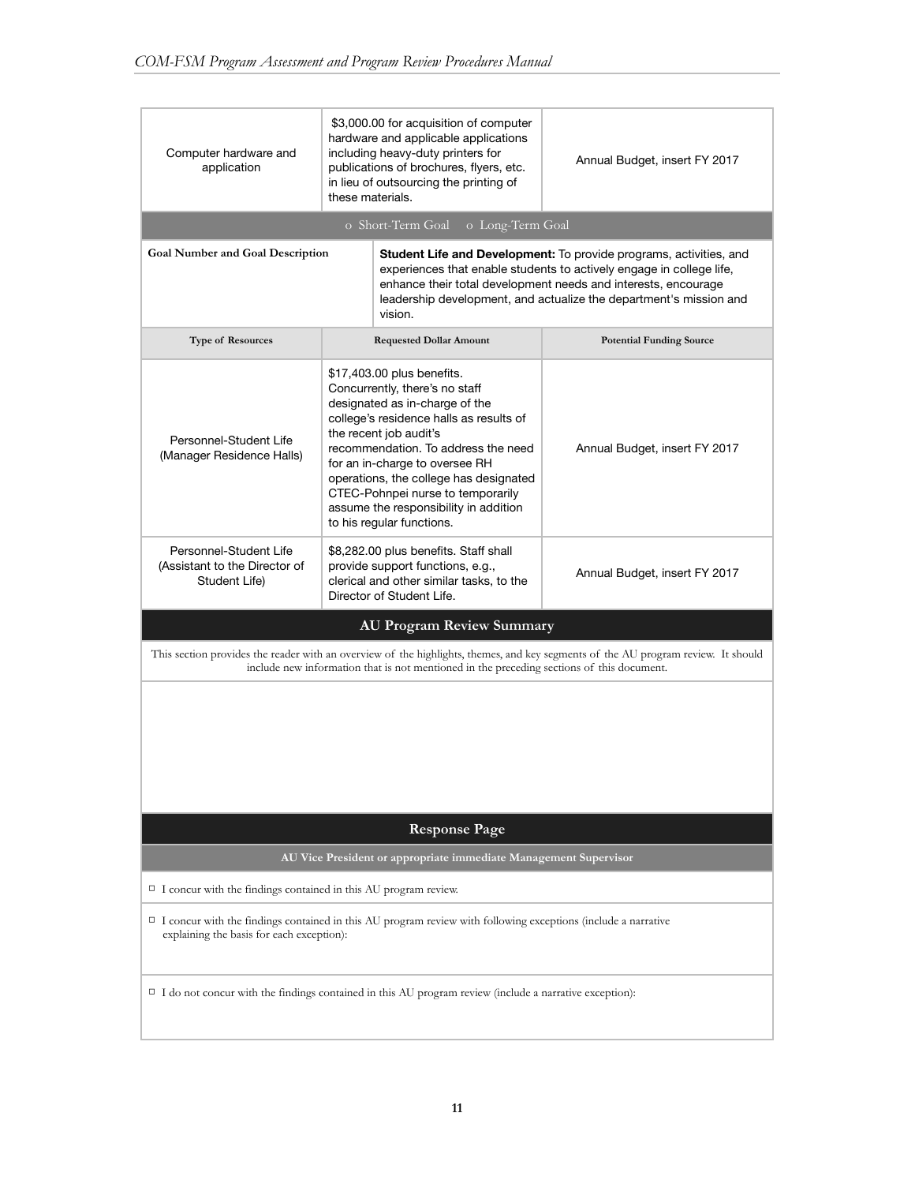| Computer hardware and application | $3,000.00 for acquisition of computer hardware and applicable applications including heavy-duty printers for publications of brochures, flyers, etc. in lieu of outsourcing the printing of these materials. | Annual Budget, insert FY 2017 |
|---|---|---|
| o Short-Term Goal o Long-Term Goal | | |
| **Goal Number and Goal Description** | **Student Life and Development:** To provide programs, activities, and experiences that enable students to actively engage in college life, enhance their total development needs and interests, encourage leadership development, and actualize the department's mission and vision. | |
| **Type of Resources** | **Requested Dollar Amount** | **Potential Funding Source** |
| Personnel-Student Life (Manager Residence Halls) | $17,403.00 plus benefits. Concurrently, there's no staff designated as in-charge of the college's residence halls as results of the recent job audit's recommendation. To address the need for an in-charge to oversee RH operations, the college has designated CTEC-Pohnpei nurse to temporarily assume the responsibility in addition to his regular functions. | Annual Budget, insert FY 2017 |
| Personnel-Student Life (Assistant to the Director of Student Life) | $8,282.00 plus benefits. Staff shall provide support functions, e.g., clerical and other similar tasks, to the Director of Student Life. | Annual Budget, insert FY 2017 |

## AU Program Review Summary

This section provides the reader with an overview of the highlights, themes, and key segments of the AU program review. It should include new information that is not mentioned in the preceding sections of this document.

## Response Page

**AU Vice President or appropriate immediate Management Supervisor**

☐ I concur with the findings contained in this AU program review.

☐ I concur with the findings contained in this AU program review with following exceptions (include a narrative explaining the basis for each exception):

☐ I do not concur with the findings contained in this AU program review (include a narrative exception):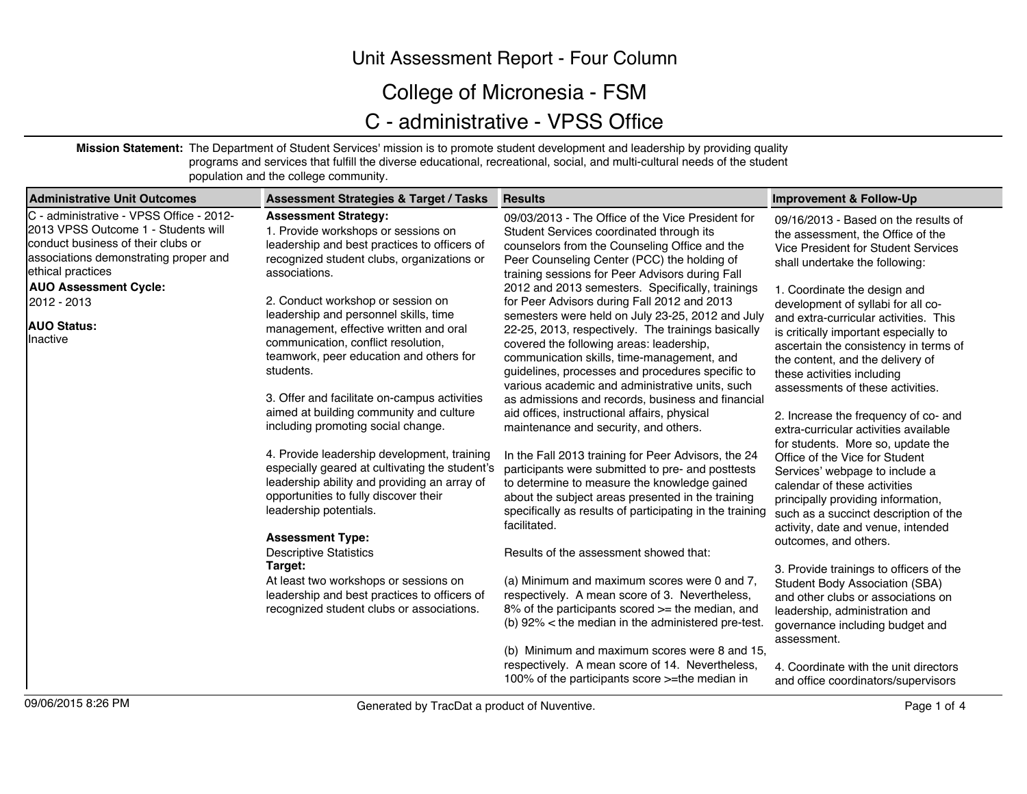# Unit Assessment Report - Four Column

## College of Micronesia - FSM

## C - administrative - VPSS Office

**Mission Statement:** The Department of Student Services' mission is to promote student development and leadership by providing quality programs and services that fulfill the diverse educational, recreational, social, and multi-cultural needs of the student population and the college community.

| Administrative Unit Outcomes | Assessment Strategies & Target / Tasks | Results | Improvement & Follow-Up |
|---|---|---|---|
| C - administrative - VPSS Office - 2012-2013 VPSS Outcome 1 - Students will conduct business of their clubs or associations demonstrating proper and ethical practices<br><br>**AUO Assessment Cycle:**<br>2012 - 2013<br><br>**AUO Status:**<br>Inactive | **Assessment Strategy:**<br>1. Provide workshops or sessions on leadership and best practices to officers of recognized student clubs, organizations or associations.<br><br>2. Conduct workshop or session on leadership and personnel skills, time management, effective written and oral communication, conflict resolution, teamwork, peer education and others for students.<br><br>3. Offer and facilitate on-campus activities aimed at building community and culture including promoting social change.<br><br>4. Provide leadership development, training especially geared at cultivating the student's leadership ability and providing an array of opportunities to fully discover their leadership potentials.<br><br>**Assessment Type:**<br>Descriptive Statistics<br>**Target:**<br>At least two workshops or sessions on leadership and best practices to officers of recognized student clubs or associations. | 09/03/2013 - The Office of the Vice President for Student Services coordinated through its counselors from the Counseling Office and the Peer Counseling Center (PCC) the holding of training sessions for Peer Advisors during Fall 2012 and 2013 semesters. Specifically, trainings for Peer Advisors during Fall 2012 and 2013 semesters were held on July 23-25, 2012 and July 22-25, 2013, respectively. The trainings basically covered the following areas: leadership, communication skills, time-management, and guidelines, processes and procedures specific to various academic and administrative units, such as admissions and records, business and financial aid offices, instructional affairs, physical maintenance and security, and others.<br><br>In the Fall 2013 training for Peer Advisors, the 24 participants were submitted to pre- and posttests to determine to measure the knowledge gained about the subject areas presented in the training specifically as results of participating in the training facilitated.<br><br>Results of the assessment showed that:<br><br>(a) Minimum and maximum scores were 0 and 7, respectively. A mean score of 3. Nevertheless, 8% of the participants scored >= the median, and (b) 92% < the median in the administered pre-test.<br><br>(b) Minimum and maximum scores were 8 and 15, respectively. A mean score of 14. Nevertheless, 100% of the participants score >=the median in | 09/16/2013 - Based on the results of the assessment, the Office of the Vice President for Student Services shall undertake the following:<br><br>1. Coordinate the design and development of syllabi for all co- and extra-curricular activities. This is critically important especially to ascertain the consistency in terms of the content, and the delivery of these activities including assessments of these activities.<br><br>2. Increase the frequency of co- and extra-curricular activities available for students. More so, update the Office of the Vice for Student Services' webpage to include a calendar of these activities principally providing information, such as a succinct description of the activity, date and venue, intended outcomes, and others.<br><br>3. Provide trainings to officers of the Student Body Association (SBA) and other clubs or associations on leadership, administration and governance including budget and assessment.<br><br>4. Coordinate with the unit directors and office coordinators/supervisors |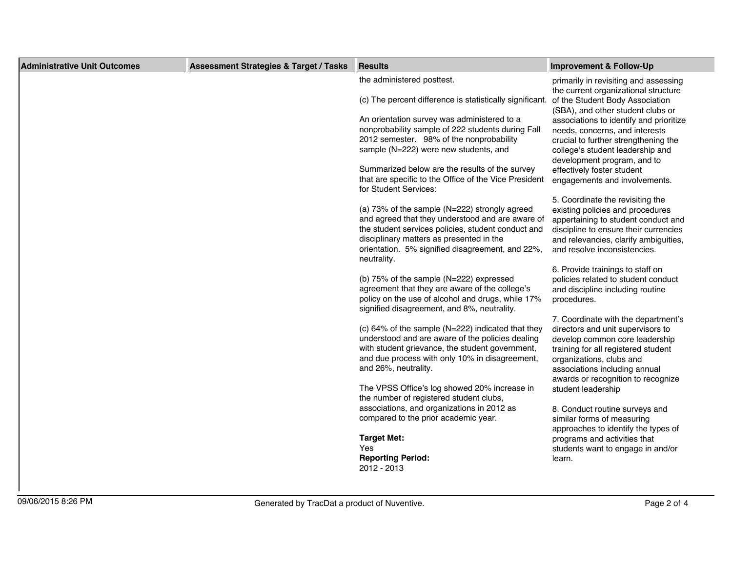| Administrative Unit Outcomes | Assessment Strategies & Target / Tasks | Results | Improvement & Follow-Up |
|---|---|---|---|
| | | the administered posttest.<br><br>(c) The percent difference is statistically significant.<br><br>An orientation survey was administered to a nonprobability sample of 222 students during Fall 2012 semester. 98% of the nonprobability sample (N=222) were new students, and<br><br>Summarized below are the results of the survey that are specific to the Office of the Vice President for Student Services:<br><br>(a) 73% of the sample (N=222) strongly agreed and agreed that they understood and are aware of the student services policies, student conduct and disciplinary matters as presented in the orientation. 5% signified disagreement, and 22%, neutrality.<br><br>(b) 75% of the sample (N=222) expressed agreement that they are aware of the college's policy on the use of alcohol and drugs, while 17% signified disagreement, and 8%, neutrality.<br><br>(c) 64% of the sample (N=222) indicated that they understood and are aware of the policies dealing with student grievance, the student government, and due process with only 10% in disagreement, and 26%, neutrality.<br><br>The VPSS Office's log showed 20% increase in the number of registered student clubs, associations, and organizations in 2012 as compared to the prior academic year.<br><br>**Target Met:**<br>Yes<br>**Reporting Period:**<br>2012 - 2013 | primarily in revisiting and assessing the current organizational structure of the Student Body Association (SBA), and other student clubs or associations to identify and prioritize needs, concerns, and interests crucial to further strengthening the college's student leadership and development program, and to effectively foster student engagements and involvements.<br><br>5. Coordinate the revisiting the existing policies and procedures appertaining to student conduct and discipline to ensure their currencies and relevancies, clarify ambiguities, and resolve inconsistencies.<br><br>6. Provide trainings to staff on policies related to student conduct and discipline including routine procedures.<br><br>7. Coordinate with the department's directors and unit supervisors to develop common core leadership training for all registered student organizations, clubs and associations including annual awards or recognition to recognize student leadership<br><br>8. Conduct routine surveys and similar forms of measuring approaches to identify the types of programs and activities that students want to engage in and/or learn. |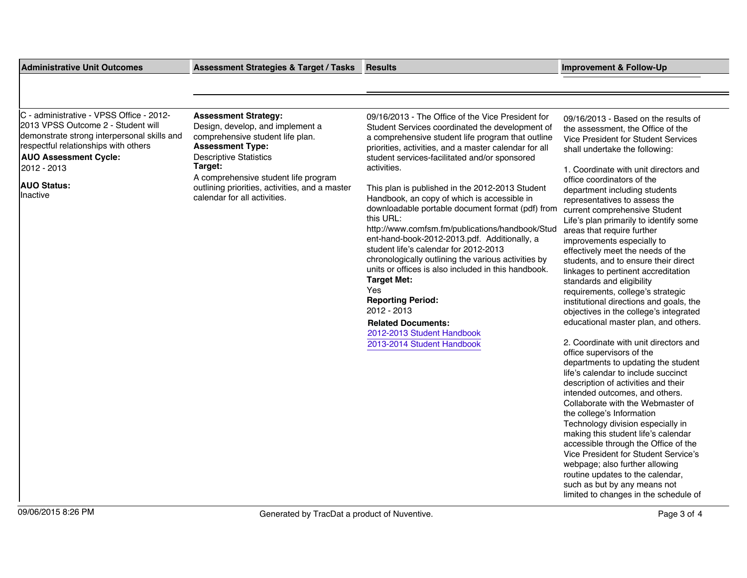| Administrative Unit Outcomes | Assessment Strategies & Target / Tasks | Results | Improvement & Follow-Up |
|---|---|---|---|
| C - administrative - VPSS Office - 2012-2013 VPSS Outcome 2 - Student will demonstrate strong interpersonal skills and respectful relationships with others<br>**AUO Assessment Cycle:**<br>2012 - 2013<br>**AUO Status:**<br>Inactive | **Assessment Strategy:**<br>Design, develop, and implement a comprehensive student life plan.<br>**Assessment Type:**<br>Descriptive Statistics<br>**Target:**<br>A comprehensive student life program outlining priorities, activities, and a master calendar for all activities. | 09/16/2013 - The Office of the Vice President for Student Services coordinated the development of a comprehensive student life program that outline priorities, activities, and a master calendar for all student services-facilitated and/or sponsored activities.<br><br>This plan is published in the 2012-2013 Student Handbook, an copy of which is accessible in downloadable portable document format (pdf) from this URL: http://www.comfsm.fm/publications/handbook/Student-hand-book-2012-2013.pdf. Additionally, a student life's calendar for 2012-2013 chronologically outlining the various activities by units or offices is also included in this handbook.<br>**Target Met:**<br>Yes<br>**Reporting Period:**<br>2012 - 2013<br>**Related Documents:**<br>2012-2013 Student Handbook<br>2013-2014 Student Handbook | 09/16/2013 - Based on the results of the assessment, the Office of the Vice President for Student Services shall undertake the following:<br><br>1. Coordinate with unit directors and office coordinators of the department including students representatives to assess the current comprehensive Student Life's plan primarily to identify some areas that require further improvements especially to effectively meet the needs of the students, and to ensure their direct linkages to pertinent accreditation standards and eligibility requirements, college's strategic institutional directions and goals, the objectives in the college's integrated educational master plan, and others.<br><br>2. Coordinate with unit directors and office supervisors of the departments to updating the student life's calendar to include succinct description of activities and their intended outcomes, and others. Collaborate with the Webmaster of the college's Information Technology division especially in making this student life's calendar accessible through the Office of the Vice President for Student Service's webpage; also further allowing routine updates to the calendar, such as but by any means not limited to changes in the schedule of |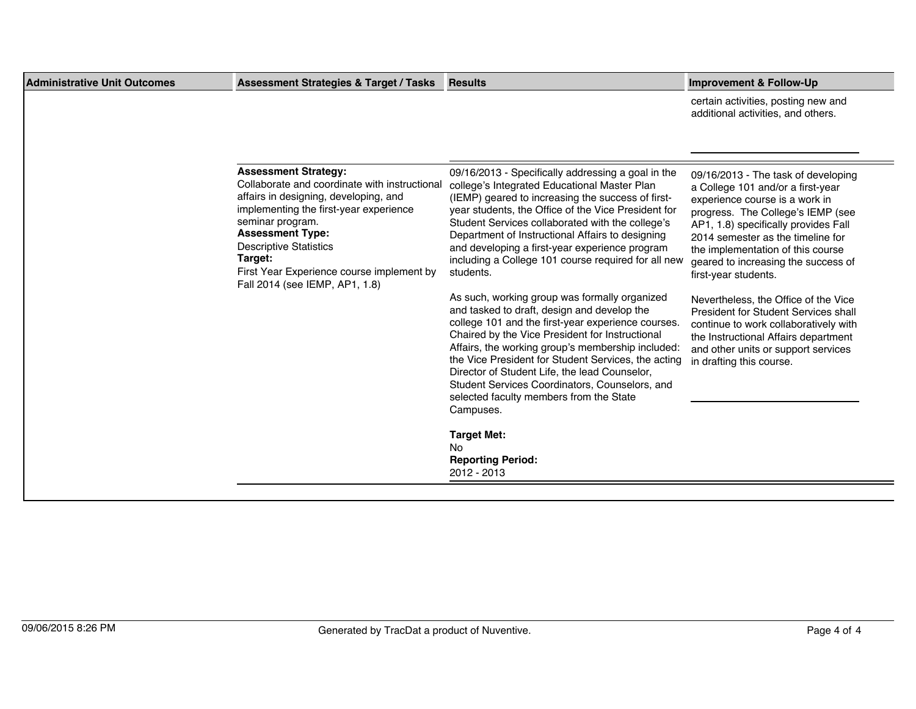| Administrative Unit Outcomes | Assessment Strategies & Target / Tasks | Results | Improvement & Follow-Up |
|---|---|---|---|
| | | | certain activities, posting new and additional activities, and others. |
| | **Assessment Strategy:** Collaborate and coordinate with instructional affairs in designing, developing, and implementing the first-year experience seminar program. **Assessment Type:** Descriptive Statistics **Target:** First Year Experience course implement by Fall 2014 (see IEMP, AP1, 1.8) | 09/16/2013 - Specifically addressing a goal in the college's Integrated Educational Master Plan (IEMP) geared to increasing the success of first-year students, the Office of the Vice President for Student Services collaborated with the college's Department of Instructional Affairs to designing and developing a first-year experience program including a College 101 course required for all new students.<br><br>As such, working group was formally organized and tasked to draft, design and develop the college 101 and the first-year experience courses. Chaired by the Vice President for Instructional Affairs, the working group's membership included: the Vice President for Student Services, the acting Director of Student Life, the lead Counselor, Student Services Coordinators, Counselors, and selected faculty members from the State Campuses.<br><br>**Target Met:** No<br>**Reporting Period:** 2012 - 2013 | 09/16/2013 - The task of developing a College 101 and/or a first-year experience course is a work in progress. The College's IEMP (see AP1, 1.8) specifically provides Fall 2014 semester as the timeline for the implementation of this course geared to increasing the success of first-year students.<br><br>Nevertheless, the Office of the Vice President for Student Services shall continue to work collaboratively with the Instructional Affairs department and other units or support services in drafting this course. |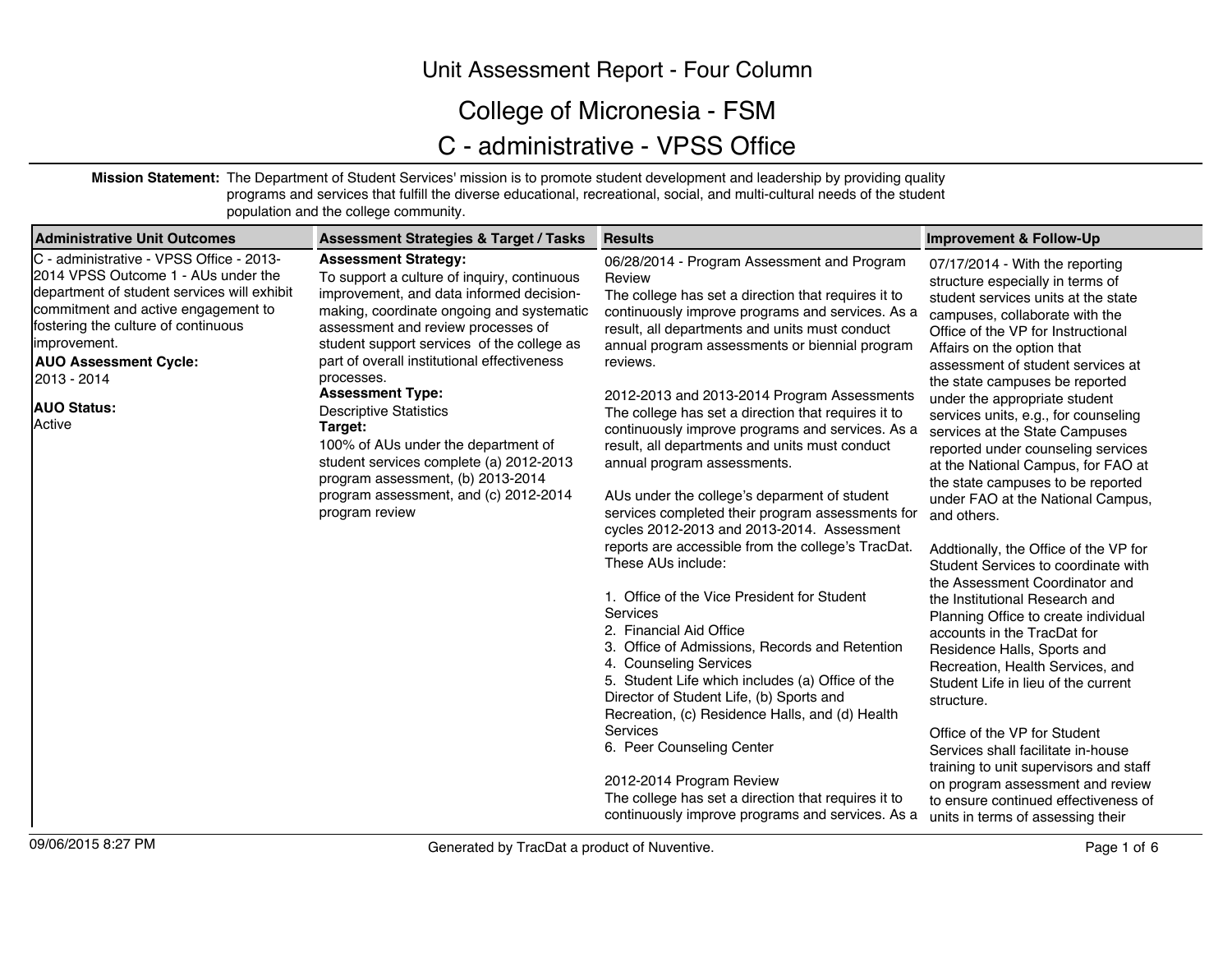# Unit Assessment Report - Four Column

## College of Micronesia - FSM

## C - administrative - VPSS Office

**Mission Statement:** The Department of Student Services' mission is to promote student development and leadership by providing quality programs and services that fulfill the diverse educational, recreational, social, and multi-cultural needs of the student population and the college community.

| Administrative Unit Outcomes | Assessment Strategies & Target / Tasks | Results | Improvement & Follow-Up |
|---|---|---|---|
| C - administrative - VPSS Office - 2013-2014 VPSS Outcome 1 - AUs under the department of student services will exhibit commitment and active engagement to fostering the culture of continuous improvement.<br>**AUO Assessment Cycle:**<br>2013 - 2014<br>**AUO Status:**<br>Active | **Assessment Strategy:**<br>To support a culture of inquiry, continuous improvement, and data informed decision-making, coordinate ongoing and systematic assessment and review processes of student support services of the college as part of overall institutional effectiveness processes.<br>**Assessment Type:**<br>Descriptive Statistics<br>**Target:**<br>100% of AUs under the department of student services complete (a) 2012-2013 program assessment, (b) 2013-2014 program assessment, and (c) 2012-2014 program review | 06/28/2014 - Program Assessment and Program Review<br>The college has set a direction that requires it to continuously improve programs and services. As a result, all departments and units must conduct annual program assessments or biennial program reviews.<br><br>2012-2013 and 2013-2014 Program Assessments<br>The college has set a direction that requires it to continuously improve programs and services. As a result, all departments and units must conduct annual program assessments.<br><br>AUs under the college's deparment of student services completed their program assessments for cycles 2012-2013 and 2013-2014. Assessment reports are accessible from the college's TracDat. These AUs include:<br><br>1. Office of the Vice President for Student Services<br>2. Financial Aid Office<br>3. Office of Admissions, Records and Retention<br>4. Counseling Services<br>5. Student Life which includes (a) Office of the Director of Student Life, (b) Sports and Recreation, (c) Residence Halls, and (d) Health Services<br>6. Peer Counseling Center<br><br>2012-2014 Program Review<br>The college has set a direction that requires it to continuously improve programs and services. As a | 07/17/2014 - With the reporting structure especially in terms of student services units at the state campuses, collaborate with the Office of the VP for Instructional Affairs on the option that assessment of student services at the state campuses be reported under the appropriate student services units, e.g., for counseling services at the State Campuses reported under counseling services at the National Campus, for FAO at the state campuses to be reported under FAO at the National Campus, and others.<br><br>Addtionally, the Office of the VP for Student Services to coordinate with the Assessment Coordinator and the Institutional Research and Planning Office to create individual accounts in the TracDat for Residence Halls, Sports and Recreation, Health Services, and Student Life in lieu of the current structure.<br><br>Office of the VP for Student Services shall facilitate in-house training to unit supervisors and staff on program assessment and review to ensure continued effectiveness of units in terms of assessing their |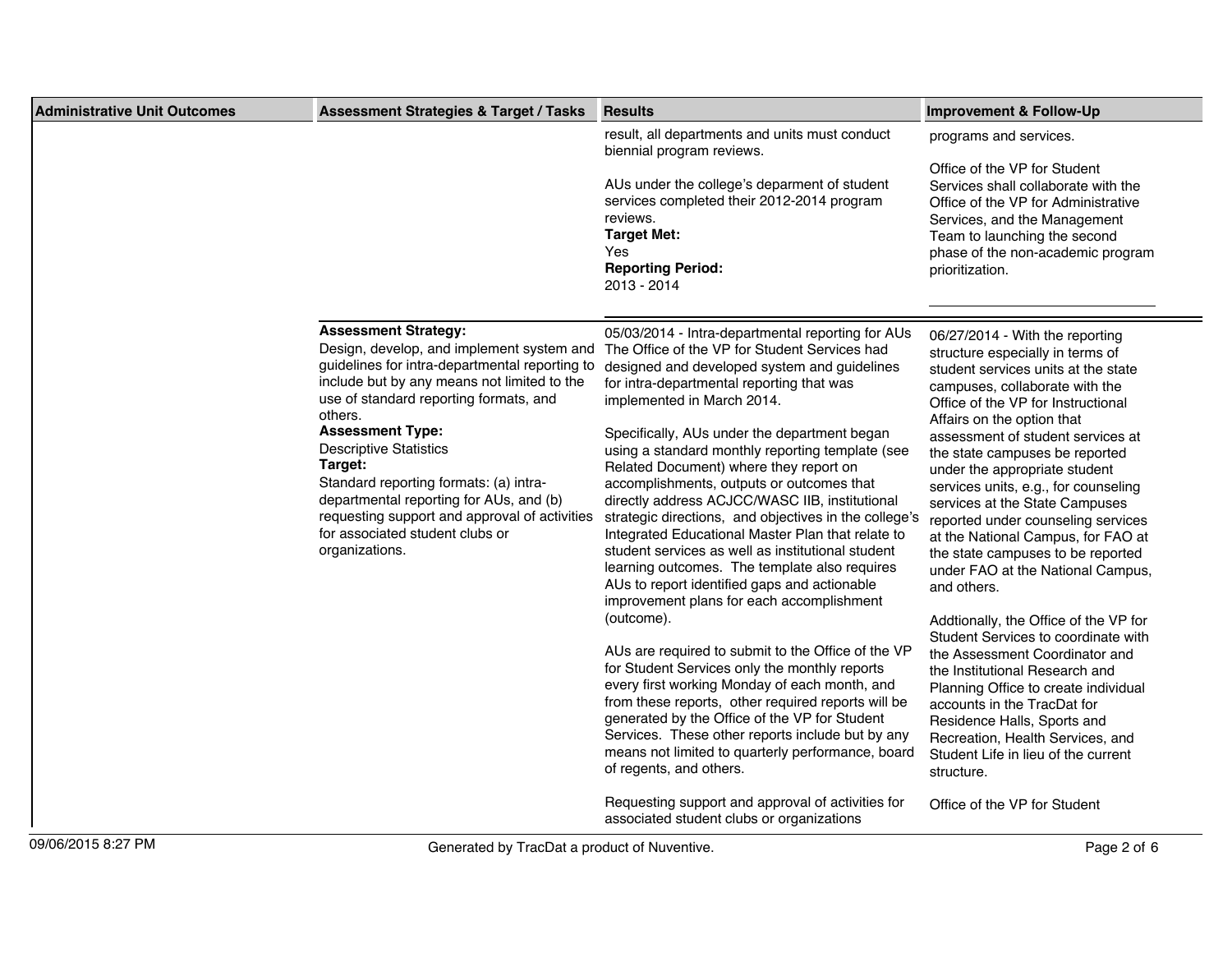| Administrative Unit Outcomes | Assessment Strategies & Target / Tasks | Results | Improvement & Follow-Up |
|---|---|---|---|
| | | result, all departments and units must conduct biennial program reviews.<br><br>AUs under the college's deparment of student services completed their 2012-2014 program reviews.<br>**Target Met:**<br>Yes<br>**Reporting Period:**<br>2013 - 2014 | programs and services.<br><br>Office of the VP for Student Services shall collaborate with the Office of the VP for Administrative Services, and the Management Team to launching the second phase of the non-academic program prioritization. |
| | **Assessment Strategy:**<br>Design, develop, and implement system and guidelines for intra-departmental reporting to include but by any means not limited to the use of standard reporting formats, and others.<br>**Assessment Type:**<br>Descriptive Statistics<br>**Target:**<br>Standard reporting formats: (a) intra-departmental reporting for AUs, and (b) requesting support and approval of activities for associated student clubs or organizations. | 05/03/2014 - Intra-departmental reporting for AUs The Office of the VP for Student Services had designed and developed system and guidelines for intra-departmental reporting that was implemented in March 2014.<br><br>Specifically, AUs under the department began using a standard monthly reporting template (see Related Document) where they report on accomplishments, outputs or outcomes that directly address ACJCC/WASC IIB, institutional strategic directions, and objectives in the college's Integrated Educational Master Plan that relate to student services as well as institutional student learning outcomes. The template also requires AUs to report identified gaps and actionable improvement plans for each accomplishment (outcome).<br><br>AUs are required to submit to the Office of the VP for Student Services only the monthly reports every first working Monday of each month, and from these reports, other required reports will be generated by the Office of the VP for Student Services. These other reports include but by any means not limited to quarterly performance, board of regents, and others.<br><br>Requesting support and approval of activities for associated student clubs or organizations | 06/27/2014 - With the reporting structure especially in terms of student services units at the state campuses, collaborate with the Office of the VP for Instructional Affairs on the option that assessment of student services at the state campuses be reported under the appropriate student services units, e.g., for counseling services at the State Campuses reported under counseling services at the National Campus, for FAO at the state campuses to be reported under FAO at the National Campus, and others.<br><br>Addtionally, the Office of the VP for Student Services to coordinate with the Assessment Coordinator and the Institutional Research and Planning Office to create individual accounts in the TracDat for Residence Halls, Sports and Recreation, Health Services, and Student Life in lieu of the current structure.<br><br>Office of the VP for Student |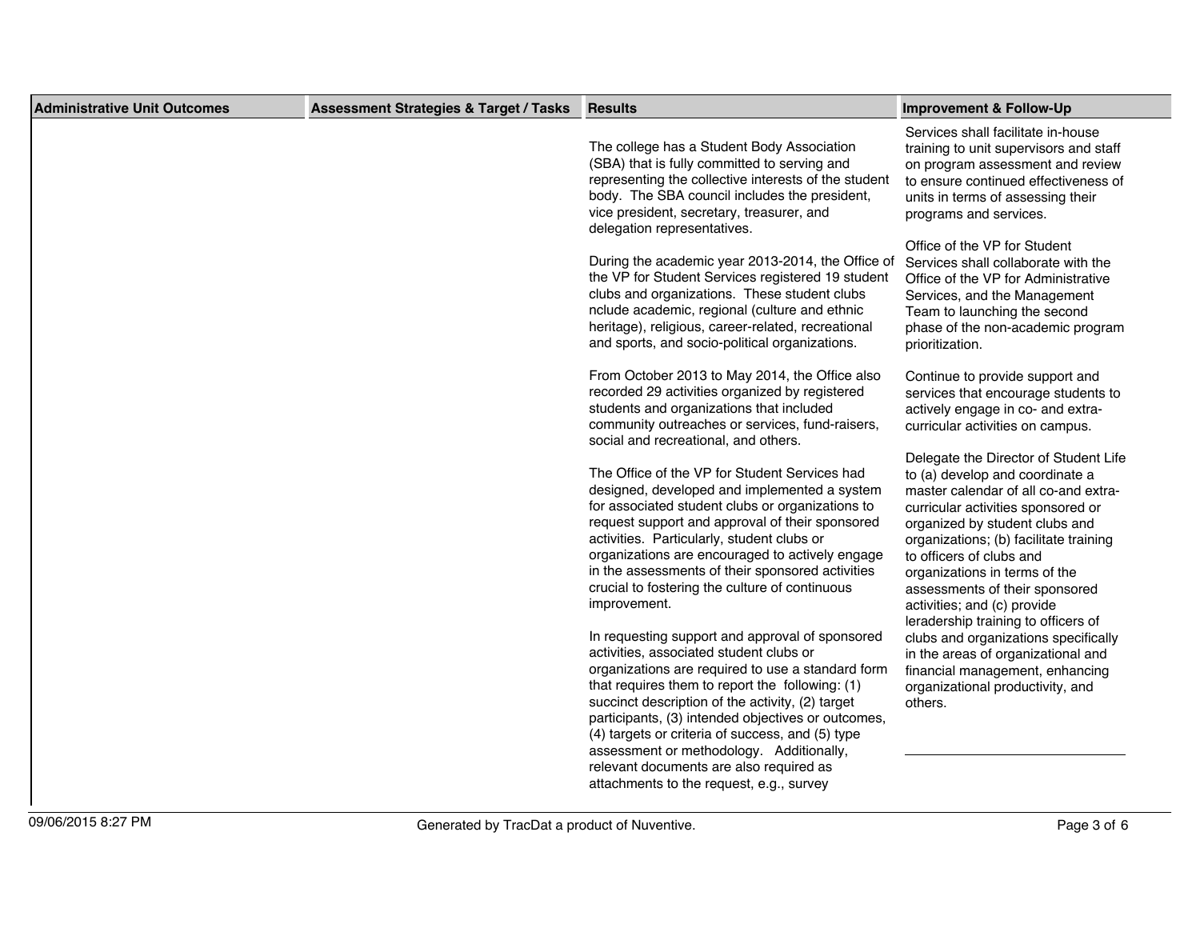| Administrative Unit Outcomes | Assessment Strategies & Target / Tasks | Results | Improvement & Follow-Up |
|---|---|---|---|
| | | The college has a Student Body Association (SBA) that is fully committed to serving and representing the collective interests of the student body. The SBA council includes the president, vice president, secretary, treasurer, and delegation representatives.<br><br>During the academic year 2013-2014, the Office of the VP for Student Services registered 19 student clubs and organizations. These student clubs nclude academic, regional (culture and ethnic heritage), religious, career-related, recreational and sports, and socio-political organizations.<br><br>From October 2013 to May 2014, the Office also recorded 29 activities organized by registered students and organizations that included community outreaches or services, fund-raisers, social and recreational, and others.<br><br>The Office of the VP for Student Services had designed, developed and implemented a system for associated student clubs or organizations to request support and approval of their sponsored activities. Particularly, student clubs or organizations are encouraged to actively engage in the assessments of their sponsored activities crucial to fostering the culture of continuous improvement.<br><br>In requesting support and approval of sponsored activities, associated student clubs or organizations are required to use a standard form that requires them to report the following: (1) succinct description of the activity, (2) target participants, (3) intended objectives or outcomes, (4) targets or criteria of success, and (5) type assessment or methodology. Additionally, relevant documents are also required as attachments to the request, e.g., survey | Services shall facilitate in-house training to unit supervisors and staff on program assessment and review to ensure continued effectiveness of units in terms of assessing their programs and services.<br><br>Office of the VP for Student Services shall collaborate with the Office of the VP for Administrative Services, and the Management Team to launching the second phase of the non-academic program prioritization.<br><br>Continue to provide support and services that encourage students to actively engage in co- and extra-curricular activities on campus.<br><br>Delegate the Director of Student Life to (a) develop and coordinate a master calendar of all co-and extra-curricular activities sponsored or organized by student clubs and organizations; (b) facilitate training to officers of clubs and organizations in terms of the assessments of their sponsored activities; and (c) provide leradership training to officers of clubs and organizations specifically in the areas of organizational and financial management, enhancing organizational productivity, and others. |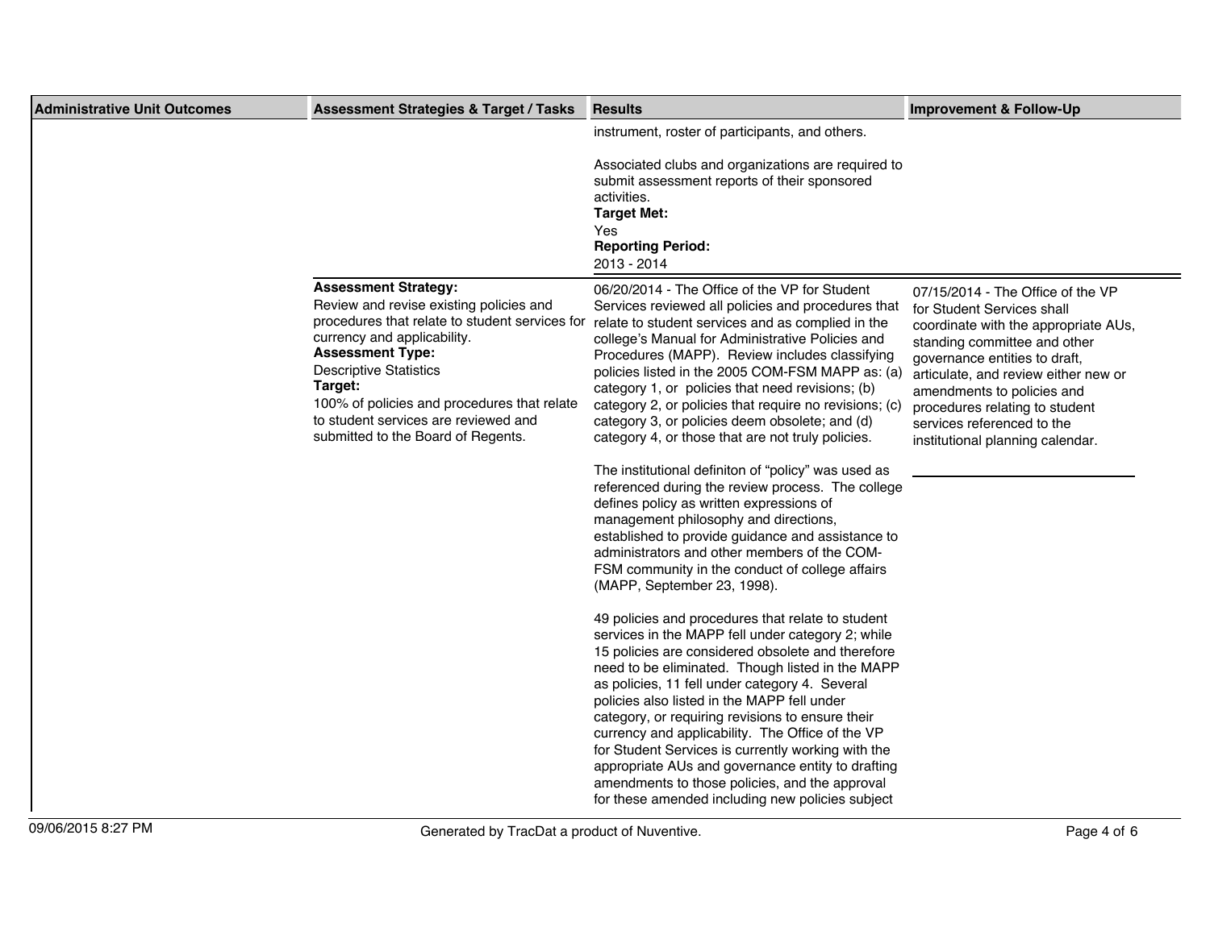| Administrative Unit Outcomes | Assessment Strategies & Target / Tasks | Results | Improvement & Follow-Up |
|---|---|---|---|
| | | instrument, roster of participants, and others.<br><br>Associated clubs and organizations are required to submit assessment reports of their sponsored activities.<br>**Target Met:**<br>Yes<br>**Reporting Period:**<br>2013 - 2014 | |
| | **Assessment Strategy:**<br>Review and revise existing policies and procedures that relate to student services for currency and applicability.<br>**Assessment Type:**<br>Descriptive Statistics<br>**Target:**<br>100% of policies and procedures that relate to student services are reviewed and submitted to the Board of Regents. | 06/20/2014 - The Office of the VP for Student Services reviewed all policies and procedures that relate to student services and as complied in the college's Manual for Administrative Policies and Procedures (MAPP). Review includes classifying policies listed in the 2005 COM-FSM MAPP as: (a) category 1, or policies that need revisions; (b) category 2, or policies that require no revisions; (c) category 3, or policies deem obsolete; and (d) category 4, or those that are not truly policies.<br><br>The institutional definiton of "policy" was used as referenced during the review process. The college defines policy as written expressions of management philosophy and directions, established to provide guidance and assistance to administrators and other members of the COM-FSM community in the conduct of college affairs (MAPP, September 23, 1998).<br><br>49 policies and procedures that relate to student services in the MAPP fell under category 2; while 15 policies are considered obsolete and therefore need to be eliminated. Though listed in the MAPP as policies, 11 fell under category 4. Several policies also listed in the MAPP fell under category, or requiring revisions to ensure their currency and applicability. The Office of the VP for Student Services is currently working with the appropriate AUs and governance entity to drafting amendments to those policies, and the approval for these amended including new policies subject | 07/15/2014 - The Office of the VP for Student Services shall coordinate with the appropriate AUs, standing committee and other governance entities to draft, articulate, and review either new or amendments to policies and procedures relating to student services referenced to the institutional planning calendar. |

09/06/2015 8:27 PM

Generated by TracDat a product of Nuventive.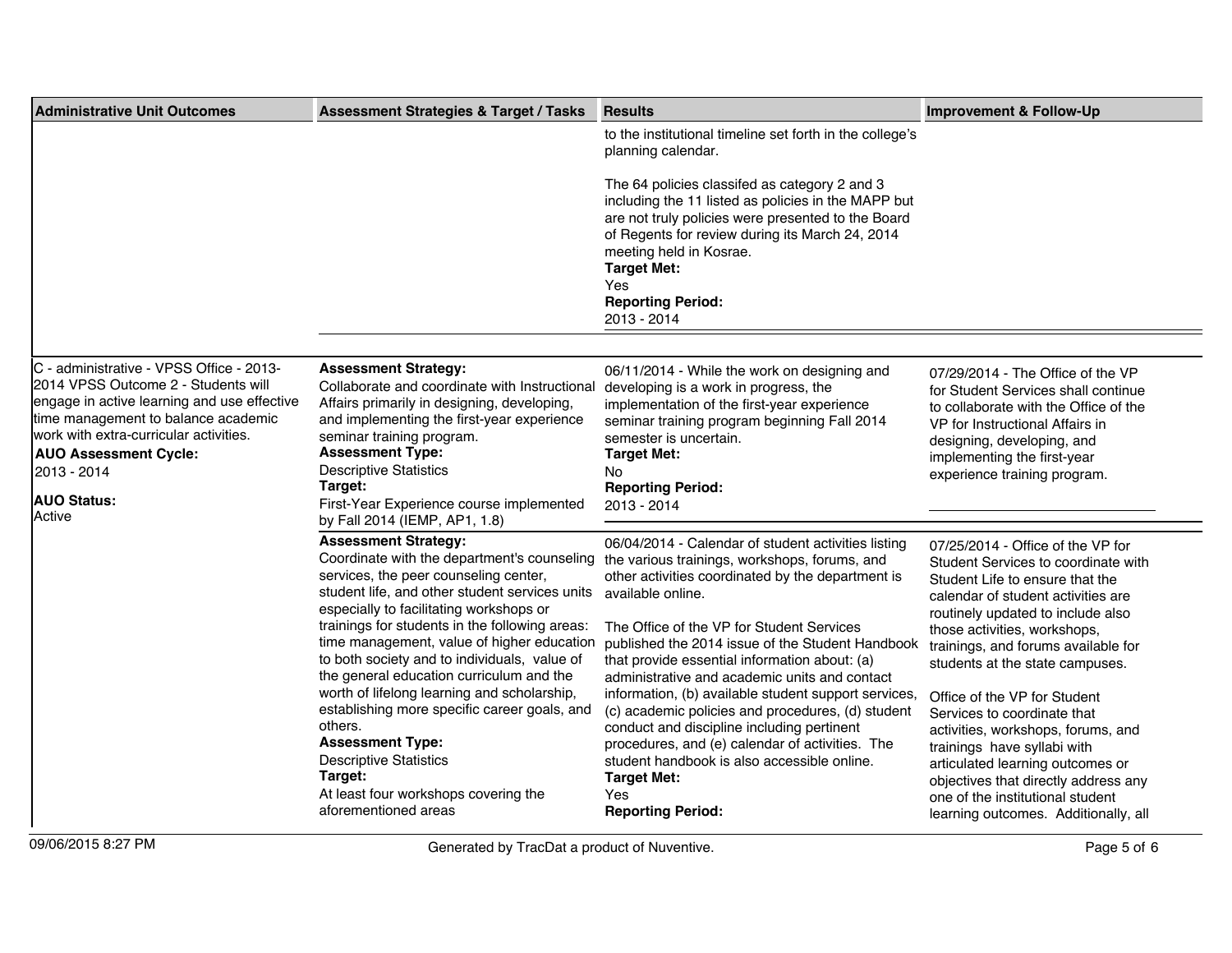| Administrative Unit Outcomes | Assessment Strategies & Target / Tasks | Results | Improvement & Follow-Up |
|---|---|---|---|
| | | to the institutional timeline set forth in the college's planning calendar.<br><br>The 64 policies classifed as category 2 and 3 including the 11 listed as policies in the MAPP but are not truly policies were presented to the Board of Regents for review during its March 24, 2014 meeting held in Kosrae.<br>**Target Met:**<br>Yes<br>**Reporting Period:**<br>2013 - 2014 | |
| C - administrative - VPSS Office - 2013-2014 VPSS Outcome 2 - Students will engage in active learning and use effective time management to balance academic work with extra-curricular activities.<br>**AUO Assessment Cycle:**<br>2013 - 2014<br><br>**AUO Status:**<br>Active | **Assessment Strategy:**<br>Collaborate and coordinate with Instructional Affairs primarily in designing, developing, and implementing the first-year experience seminar training program.<br>**Assessment Type:**<br>Descriptive Statistics<br>**Target:**<br>First-Year Experience course implemented by Fall 2014 (IEMP, AP1, 1.8) | 06/11/2014 - While the work on designing and developing is a work in progress, the implementation of the first-year experience seminar training program beginning Fall 2014 semester is uncertain.<br>**Target Met:**<br>No<br>**Reporting Period:**<br>2013 - 2014 | 07/29/2014 - The Office of the VP for Student Services shall continue to collaborate with the Office of the VP for Instructional Affairs in designing, developing, and implementing the first-year experience training program. |
| | **Assessment Strategy:**<br>Coordinate with the department's counseling services, the peer counseling center, student life, and other student services units especially to facilitating workshops or trainings for students in the following areas: time management, value of higher education to both society and to individuals, value of the general education curriculum and the worth of lifelong learning and scholarship, establishing more specific career goals, and others.<br>**Assessment Type:**<br>Descriptive Statistics<br>**Target:**<br>At least four workshops covering the aforementioned areas | 06/04/2014 - Calendar of student activities listing the various trainings, workshops, forums, and other activities coordinated by the department is available online.<br><br>The Office of the VP for Student Services published the 2014 issue of the Student Handbook that provide essential information about: (a) administrative and academic units and contact information, (b) available student support services, (c) academic policies and procedures, (d) student conduct and discipline including pertinent procedures, and (e) calendar of activities. The student handbook is also accessible online.<br>**Target Met:**<br>Yes<br>**Reporting Period:** | 07/25/2014 - Office of the VP for Student Services to coordinate with Student Life to ensure that the calendar of student activities are routinely updated to include also those activities, workshops, trainings, and forums available for students at the state campuses.<br><br>Office of the VP for Student Services to coordinate that activities, workshops, forums, and trainings have syllabi with articulated learning outcomes or objectives that directly address any one of the institutional student learning outcomes. Additionally, all |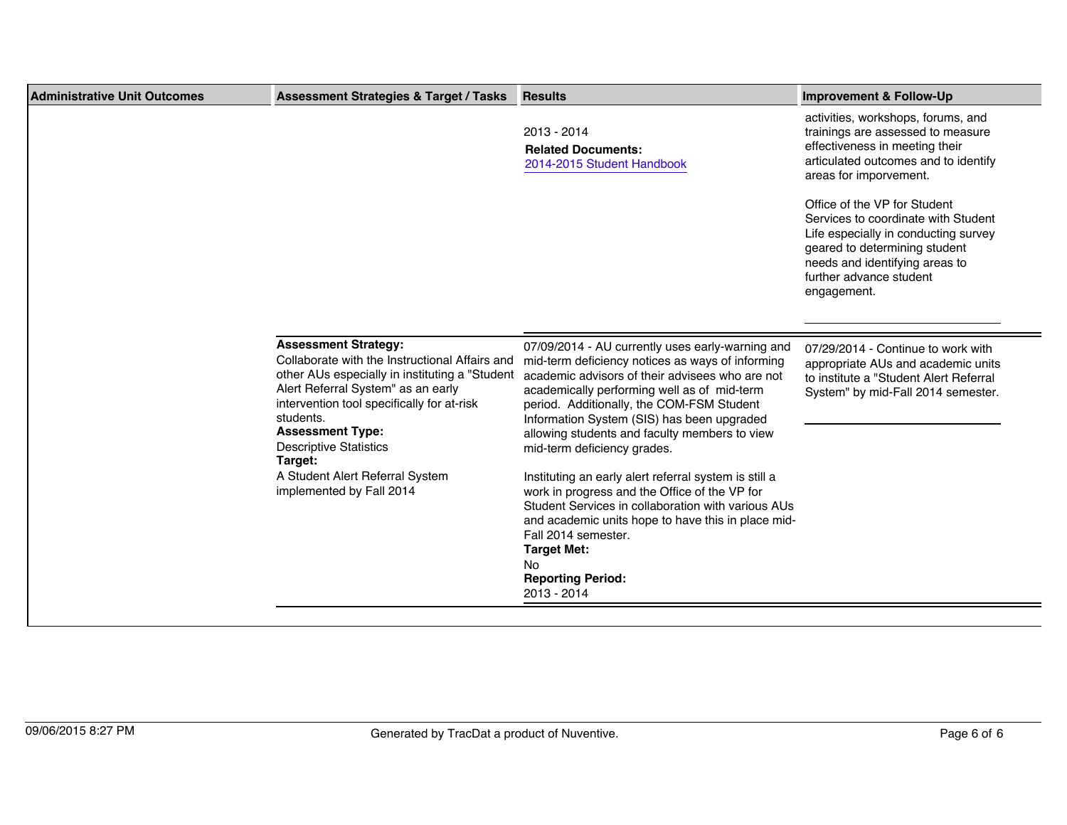| Administrative Unit Outcomes | Assessment Strategies & Target / Tasks | Results | Improvement & Follow-Up |
|---|---|---|---|
| | | 2013 - 2014 **Related Documents:** 2014-2015 Student Handbook | activities, workshops, forums, and trainings are assessed to measure effectiveness in meeting their articulated outcomes and to identify areas for impovement. Office of the VP for Student Services to coordinate with Student Life especially in conducting survey geared to determining student needs and identifying areas to further advance student engagement. |
| | **Assessment Strategy:** Collaborate with the Instructional Affairs and other AUs especially in instituting a "Student Alert Referral System" as an early intervention tool specifically for at-risk students. **Assessment Type:** Descriptive Statistics **Target:** A Student Alert Referral System implemented by Fall 2014 | 07/09/2014 - AU currently uses early-warning and mid-term deficiency notices as ways of informing academic advisors of their advisees who are not academically performing well as of mid-term period. Additionally, the COM-FSM Student Information System (SIS) has been upgraded allowing students and faculty members to view mid-term deficiency grades. Instituting an early alert referral system is still a work in progress and the Office of the VP for Student Services in collaboration with various AUs and academic units hope to have this in place mid-Fall 2014 semester. **Target Met:** No **Reporting Period:** 2013 - 2014 | 07/29/2014 - Continue to work with appropriate AUs and academic units to institute a "Student Alert Referral System" by mid-Fall 2014 semester. |